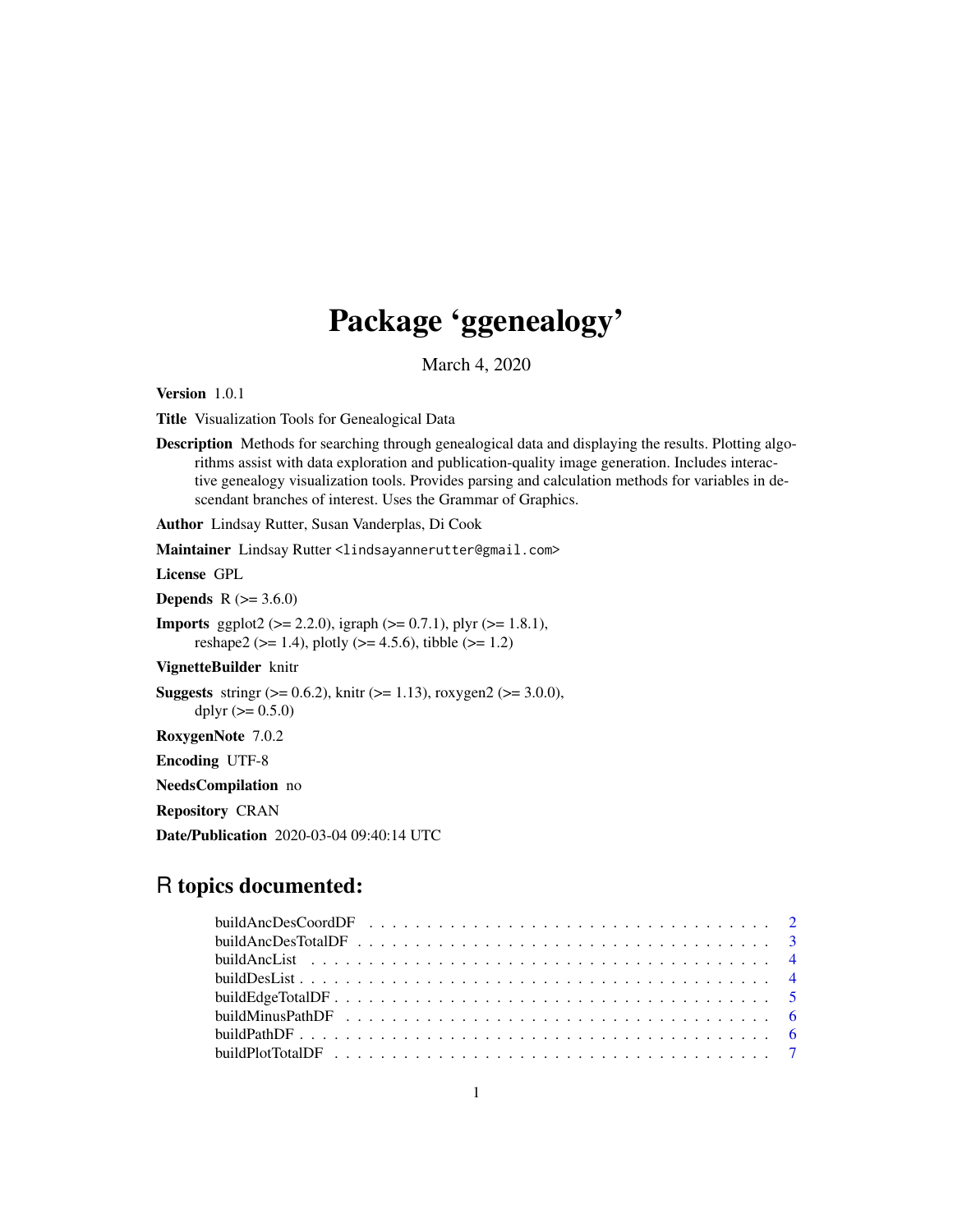# Package 'ggenealogy'

March 4, 2020

**Version** 1.0.1

**Title** Visualization Tools for Genealogical Data

**Description** Methods for searching through genealogical data and displaying the results. Plotting algorithms assist with data exploration and publication-quality image generation. Includes interactive genealogy visualization tools. Provides parsing and calculation methods for variables in descendant branches of interest. Uses the Grammar of Graphics.

**Author** Lindsay Rutter, Susan Vanderplas, Di Cook

**Maintainer** Lindsay Rutter <lindsayannerutter@gmail.com>

**License** GPL

**Depends** R (>= 3.6.0)

**Imports** ggplot2 (>= 2.2.0), igraph (>= 0.7.1), plyr (>= 1.8.1), reshape2 (>= 1.4), plotly (>= 4.5.6), tibble (>= 1.2)

**VignetteBuilder** knitr

**Suggests** stringr (>= 0.6.2), knitr (>= 1.13), roxygen2 (>= 3.0.0), dplyr (>= 0.5.0)

**RoxygenNote** 7.0.2

**Encoding** UTF-8

**NeedsCompilation** no

**Repository** CRAN

**Date/Publication** 2020-03-04 09:40:14 UTC

## R topics documented:

| | |
|---|---|
| buildAncDesCoordDF | 2 |
| buildAncDesTotalDF | 3 |
| buildAncList | 4 |
| buildDesList | 4 |
| buildEdgeTotalDF | 5 |
| buildMinusPathDF | 6 |
| buildPathDF | 6 |
| buildPlotTotalDF | 7 |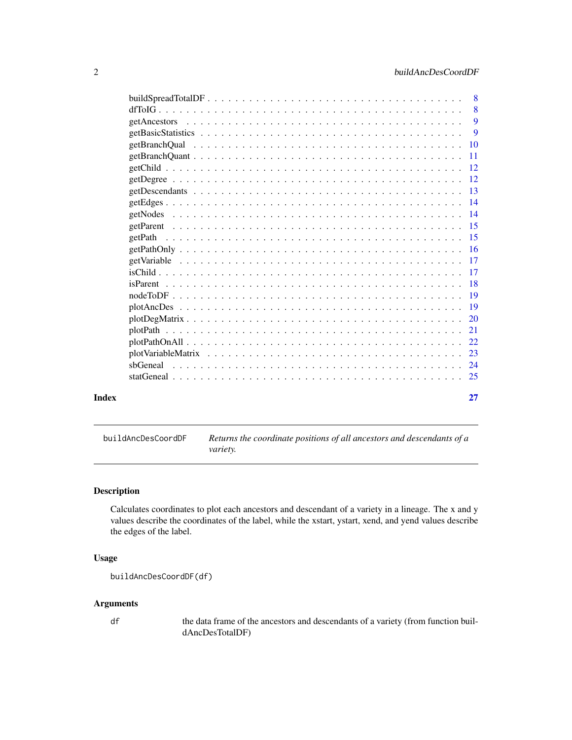| | |
|---|---|
| buildSpreadTotalDF | 8 |
| dfToIG | 8 |
| getAncestors | 9 |
| getBasicStatistics | 9 |
| getBranchQual | 10 |
| getBranchQuant | 11 |
| getChild | 12 |
| getDegree | 12 |
| getDescendants | 13 |
| getEdges | 14 |
| getNodes | 14 |
| getParent | 15 |
| getPath | 15 |
| getPathOnly | 16 |
| getVariable | 17 |
| isChild | 17 |
| isParent | 18 |
| nodeToDF | 19 |
| plotAncDes | 19 |
| plotDegMatrix | 20 |
| plotPath | 21 |
| plotPathOnAll | 22 |
| plotVariableMatrix | 23 |
| sbGeneal | 24 |
| statGeneal | 25 |

**Index** **27**

---

`buildAncDesCoordDF` *Returns the coordinate positions of all ancestors and descendants of a variety.*

---

## Description

Calculates coordinates to plot each ancestors and descendant of a variety in a lineage. The x and y values describe the coordinates of the label, while the xstart, ystart, xend, and yend values describe the edges of the label.

## Usage

```
buildAncDesCoordDF(df)
```

## Arguments

| | |
|---|---|
| `df` | the data frame of the ancestors and descendants of a variety (from function buildAncDesTotalDF) |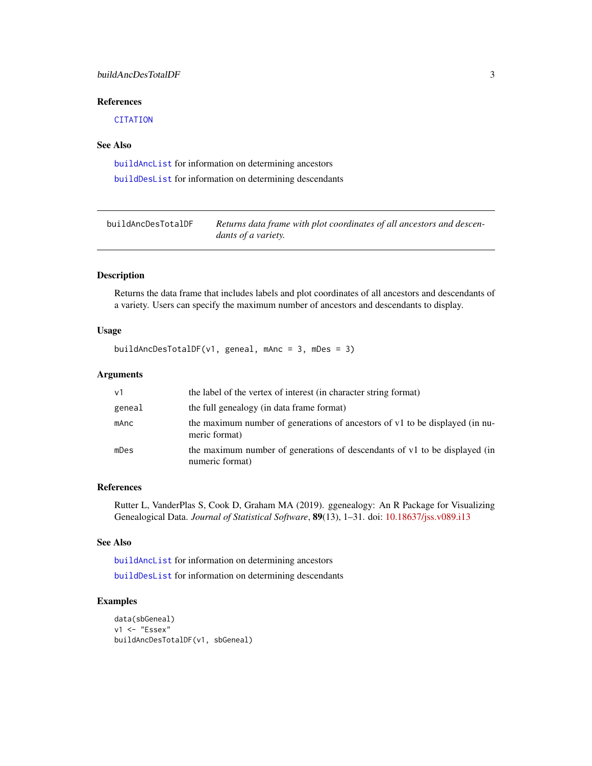### References

CITATION

### See Also

buildAncList for information on determining ancestors

buildDesList for information on determining descendants

---

## buildAncDesTotalDF — *Returns data frame with plot coordinates of all ancestors and descendants of a variety.*

---

### Description

Returns the data frame that includes labels and plot coordinates of all ancestors and descendants of a variety. Users can specify the maximum number of ancestors and descendants to display.

### Usage

```
buildAncDesTotalDF(v1, geneal, mAnc = 3, mDes = 3)
```

### Arguments

| | |
|---|---|
| v1 | the label of the vertex of interest (in character string format) |
| geneal | the full genealogy (in data frame format) |
| mAnc | the maximum number of generations of ancestors of v1 to be displayed (in numeric format) |
| mDes | the maximum number of generations of descendants of v1 to be displayed (in numeric format) |

### References

Rutter L, VanderPlas S, Cook D, Graham MA (2019). ggenealogy: An R Package for Visualizing Genealogical Data. *Journal of Statistical Software*, **89**(13), 1–31. doi: 10.18637/jss.v089.i13

### See Also

buildAncList for information on determining ancestors

buildDesList for information on determining descendants

### Examples

```
data(sbGeneal)
v1 <- "Essex"
buildAncDesTotalDF(v1, sbGeneal)
```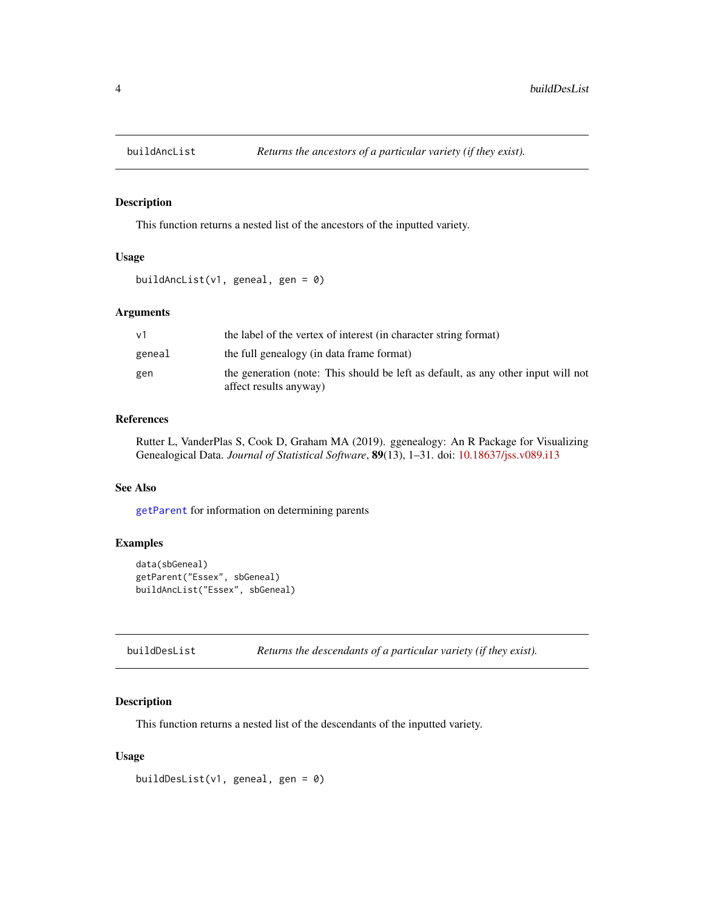## buildAncList — *Returns the ancestors of a particular variety (if they exist).*

### Description

This function returns a nested list of the ancestors of the inputted variety.

### Usage

```
buildAncList(v1, geneal, gen = 0)
```

### Arguments

| | |
|---|---|
| v1 | the label of the vertex of interest (in character string format) |
| geneal | the full genealogy (in data frame format) |
| gen | the generation (note: This should be left as default, as any other input will not affect results anyway) |

### References

Rutter L, VanderPlas S, Cook D, Graham MA (2019). ggenealogy: An R Package for Visualizing Genealogical Data. *Journal of Statistical Software*, **89**(13), 1–31. doi: 10.18637/jss.v089.i13

### See Also

`getParent` for information on determining parents

### Examples

```
data(sbGeneal)
getParent("Essex", sbGeneal)
buildAncList("Essex", sbGeneal)
```

## buildDesList — *Returns the descendants of a particular variety (if they exist).*

### Description

This function returns a nested list of the descendants of the inputted variety.

### Usage

```
buildDesList(v1, geneal, gen = 0)
```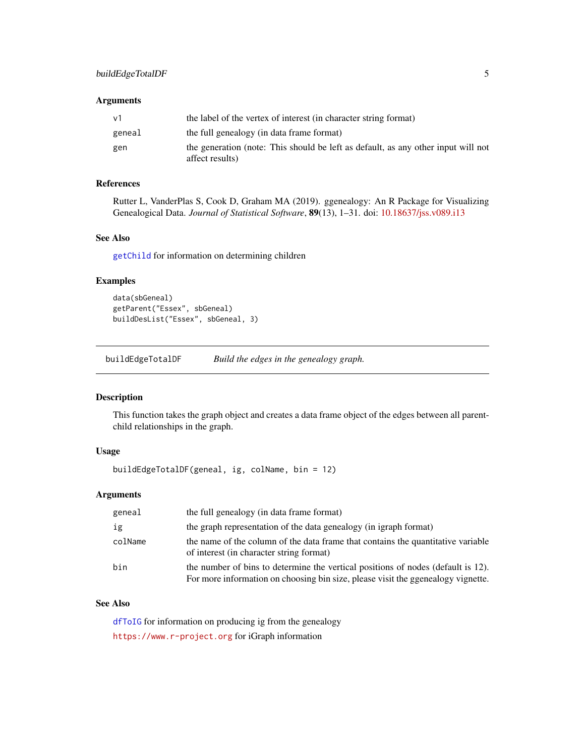### Arguments

| | |
|---|---|
| `v1` | the label of the vertex of interest (in character string format) |
| `geneal` | the full genealogy (in data frame format) |
| `gen` | the generation (note: This should be left as default, as any other input will not affect results) |

### References

Rutter L, VanderPlas S, Cook D, Graham MA (2019). ggenealogy: An R Package for Visualizing Genealogical Data. *Journal of Statistical Software*, **89**(13), 1–31. doi: 10.18637/jss.v089.i13

### See Also

`getChild` for information on determining children

### Examples

```
data(sbGeneal)
getParent("Essex", sbGeneal)
buildDesList("Essex", sbGeneal, 3)
```

---

## buildEdgeTotalDF — *Build the edges in the genealogy graph.*

---

### Description

This function takes the graph object and creates a data frame object of the edges between all parent-child relationships in the graph.

### Usage

```
buildEdgeTotalDF(geneal, ig, colName, bin = 12)
```

### Arguments

| | |
|---|---|
| `geneal` | the full genealogy (in data frame format) |
| `ig` | the graph representation of the data genealogy (in igraph format) |
| `colName` | the name of the column of the data frame that contains the quantitative variable of interest (in character string format) |
| `bin` | the number of bins to determine the vertical positions of nodes (default is 12). For more information on choosing bin size, please visit the ggenealogy vignette. |

### See Also

`dfToIG` for information on producing ig from the genealogy

`https://www.r-project.org` for iGraph information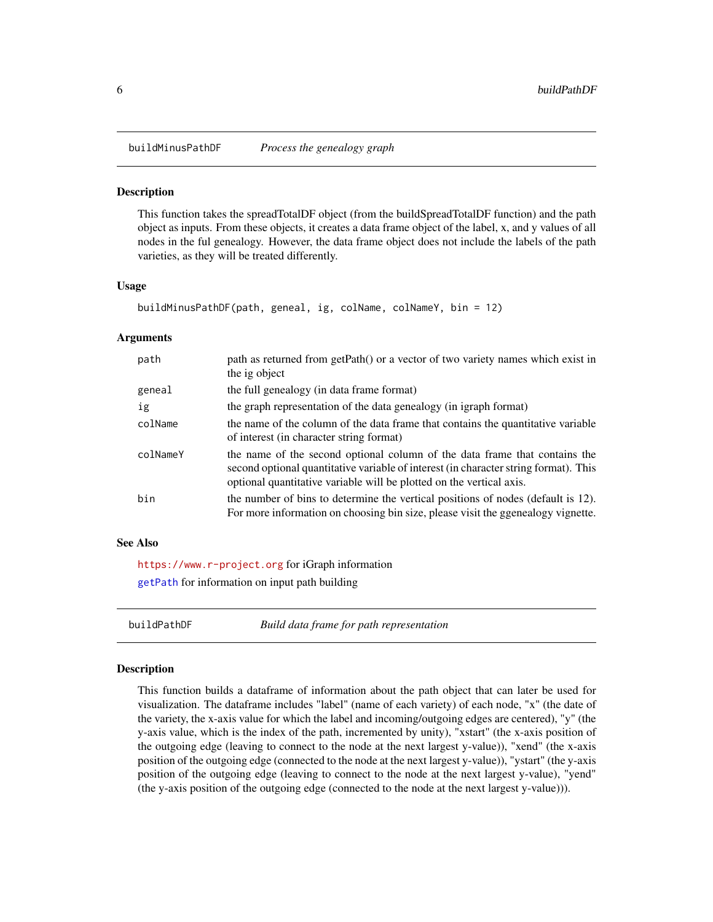## buildMinusPathDF — *Process the genealogy graph*

### Description

This function takes the spreadTotalDF object (from the buildSpreadTotalDF function) and the path object as inputs. From these objects, it creates a data frame object of the label, x, and y values of all nodes in the ful genealogy. However, the data frame object does not include the labels of the path varieties, as they will be treated differently.

### Usage

```
buildMinusPathDF(path, geneal, ig, colName, colNameY, bin = 12)
```

### Arguments

| | |
|---|---|
| `path` | path as returned from getPath() or a vector of two variety names which exist in the ig object |
| `geneal` | the full genealogy (in data frame format) |
| `ig` | the graph representation of the data genealogy (in igraph format) |
| `colName` | the name of the column of the data frame that contains the quantitative variable of interest (in character string format) |
| `colNameY` | the name of the second optional column of the data frame that contains the second optional quantitative variable of interest (in character string format). This optional quantitative variable will be plotted on the vertical axis. |
| `bin` | the number of bins to determine the vertical positions of nodes (default is 12). For more information on choosing bin size, please visit the ggenealogy vignette. |

### See Also

https://www.r-project.org for iGraph information

getPath for information on input path building

## buildPathDF — *Build data frame for path representation*

### Description

This function builds a dataframe of information about the path object that can later be used for visualization. The dataframe includes "label" (name of each variety) of each node, "x" (the date of the variety, the x-axis value for which the label and incoming/outgoing edges are centered), "y" (the y-axis value, which is the index of the path, incremented by unity), "xstart" (the x-axis position of the outgoing edge (leaving to connect to the node at the next largest y-value)), "xend" (the x-axis position of the outgoing edge (connected to the node at the next largest y-value)), "ystart" (the y-axis position of the outgoing edge (leaving to connect to the node at the next largest y-value), "yend" (the y-axis position of the outgoing edge (connected to the node at the next largest y-value))).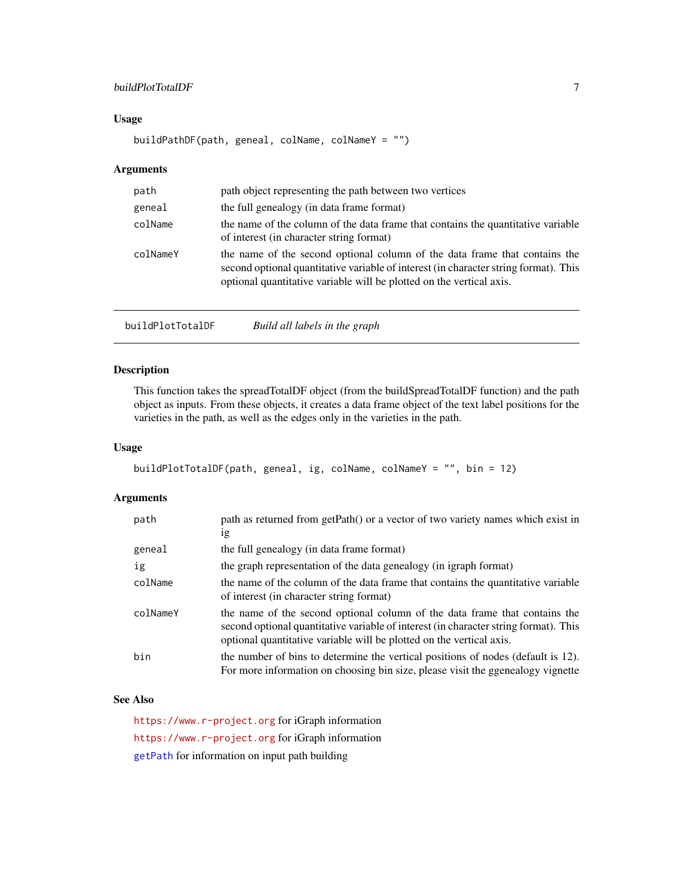### Usage

```
buildPathDF(path, geneal, colName, colNameY = "")
```

### Arguments

| | |
|---|---|
| `path` | path object representing the path between two vertices |
| `geneal` | the full genealogy (in data frame format) |
| `colName` | the name of the column of the data frame that contains the quantitative variable of interest (in character string format) |
| `colNameY` | the name of the second optional column of the data frame that contains the second optional quantitative variable of interest (in character string format). This optional quantitative variable will be plotted on the vertical axis. |

---

## buildPlotTotalDF — *Build all labels in the graph*

---

### Description

This function takes the spreadTotalDF object (from the buildSpreadTotalDF function) and the path object as inputs. From these objects, it creates a data frame object of the text label positions for the varieties in the path, as well as the edges only in the varieties in the path.

### Usage

```
buildPlotTotalDF(path, geneal, ig, colName, colNameY = "", bin = 12)
```

### Arguments

| | |
|---|---|
| `path` | path as returned from getPath() or a vector of two variety names which exist in ig |
| `geneal` | the full genealogy (in data frame format) |
| `ig` | the graph representation of the data genealogy (in igraph format) |
| `colName` | the name of the column of the data frame that contains the quantitative variable of interest (in character string format) |
| `colNameY` | the name of the second optional column of the data frame that contains the second optional quantitative variable of interest (in character string format). This optional quantitative variable will be plotted on the vertical axis. |
| `bin` | the number of bins to determine the vertical positions of nodes (default is 12). For more information on choosing bin size, please visit the ggenealogy vignette |

### See Also

`https://www.r-project.org` for iGraph information

`https://www.r-project.org` for iGraph information

`getPath` for information on input path building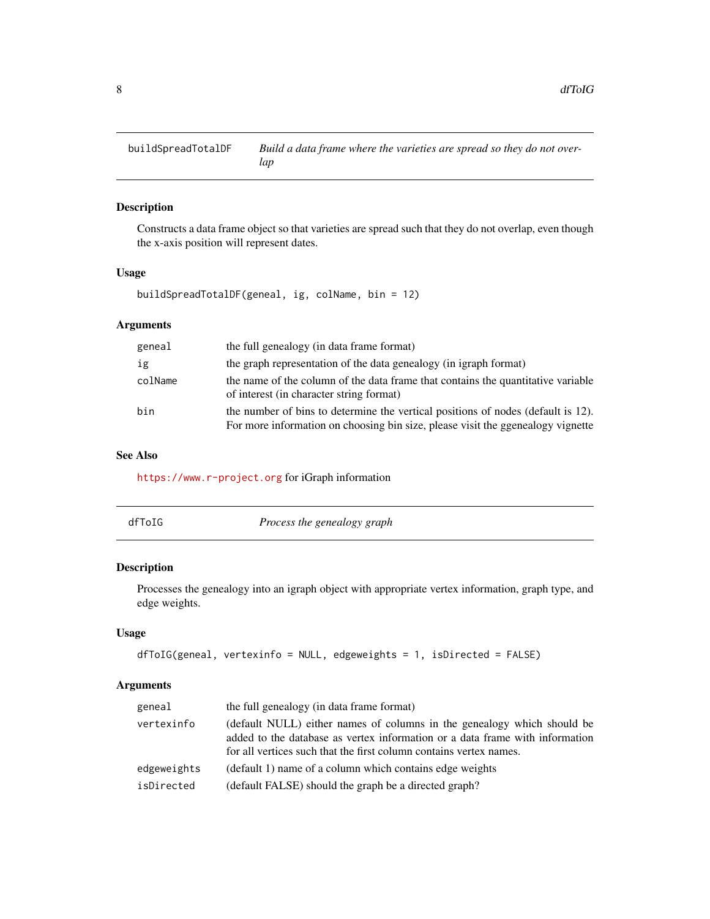## buildSpreadTotalDF — *Build a data frame where the varieties are spread so they do not overlap*

### Description

Constructs a data frame object so that varieties are spread such that they do not overlap, even though the x-axis position will represent dates.

### Usage

```
buildSpreadTotalDF(geneal, ig, colName, bin = 12)
```

### Arguments

| | |
|---|---|
| `geneal` | the full genealogy (in data frame format) |
| `ig` | the graph representation of the data genealogy (in igraph format) |
| `colName` | the name of the column of the data frame that contains the quantitative variable of interest (in character string format) |
| `bin` | the number of bins to determine the vertical positions of nodes (default is 12). For more information on choosing bin size, please visit the ggenealogy vignette |

### See Also

https://www.r-project.org for iGraph information

## dfToIG — *Process the genealogy graph*

### Description

Processes the genealogy into an igraph object with appropriate vertex information, graph type, and edge weights.

### Usage

```
dfToIG(geneal, vertexinfo = NULL, edgeweights = 1, isDirected = FALSE)
```

### Arguments

| | |
|---|---|
| `geneal` | the full genealogy (in data frame format) |
| `vertexinfo` | (default NULL) either names of columns in the genealogy which should be added to the database as vertex information or a data frame with information for all vertices such that the first column contains vertex names. |
| `edgeweights` | (default 1) name of a column which contains edge weights |
| `isDirected` | (default FALSE) should the graph be a directed graph? |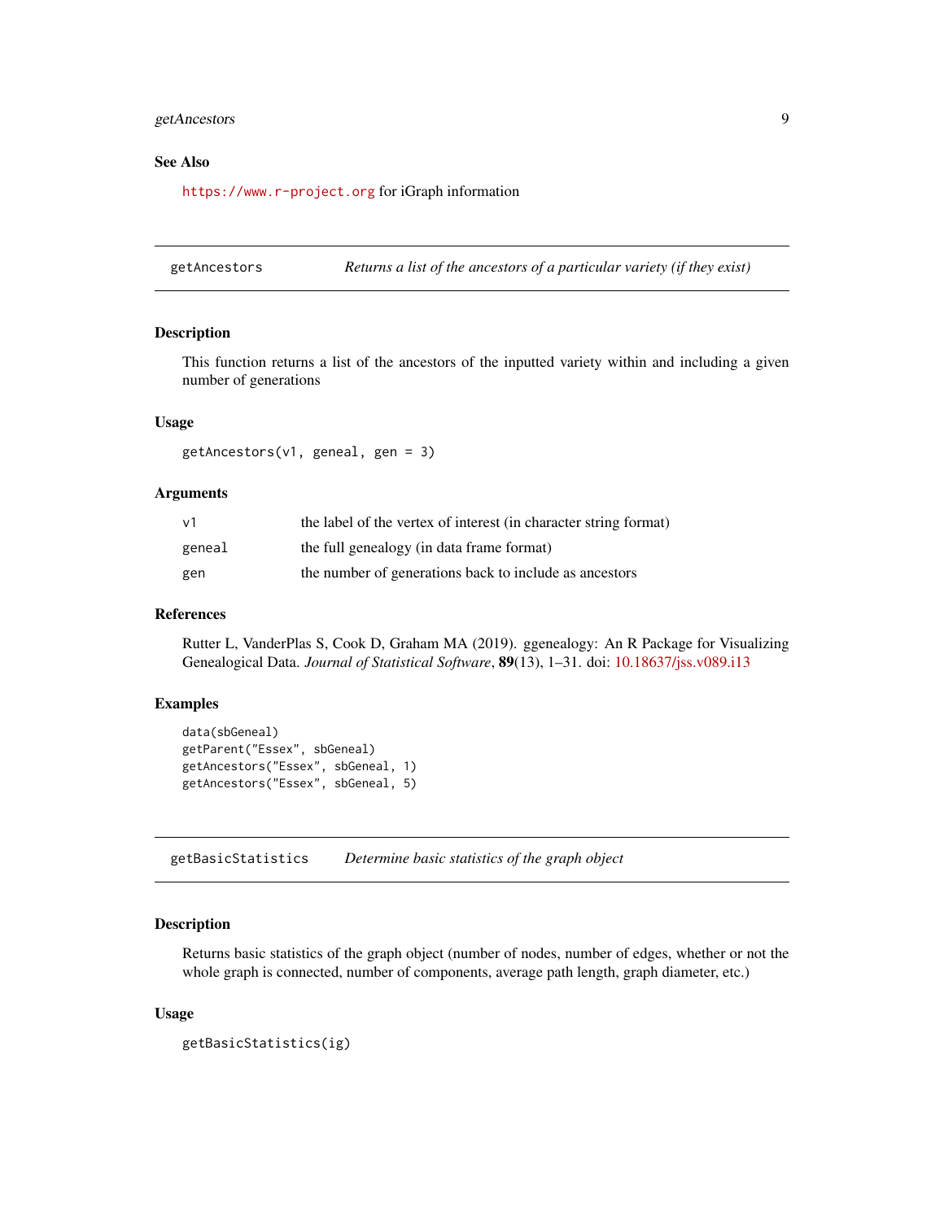### See Also

https://www.r-project.org for iGraph information

---

## getAncestors — *Returns a list of the ancestors of a particular variety (if they exist)*

### Description

This function returns a list of the ancestors of the inputted variety within and including a given number of generations

### Usage

```
getAncestors(v1, geneal, gen = 3)
```

### Arguments

| | |
|---|---|
| v1 | the label of the vertex of interest (in character string format) |
| geneal | the full genealogy (in data frame format) |
| gen | the number of generations back to include as ancestors |

### References

Rutter L, VanderPlas S, Cook D, Graham MA (2019). ggenealogy: An R Package for Visualizing Genealogical Data. *Journal of Statistical Software*, **89**(13), 1–31. doi: 10.18637/jss.v089.i13

### Examples

```
data(sbGeneal)
getParent("Essex", sbGeneal)
getAncestors("Essex", sbGeneal, 1)
getAncestors("Essex", sbGeneal, 5)
```

---

## getBasicStatistics — *Determine basic statistics of the graph object*

### Description

Returns basic statistics of the graph object (number of nodes, number of edges, whether or not the whole graph is connected, number of components, average path length, graph diameter, etc.)

### Usage

```
getBasicStatistics(ig)
```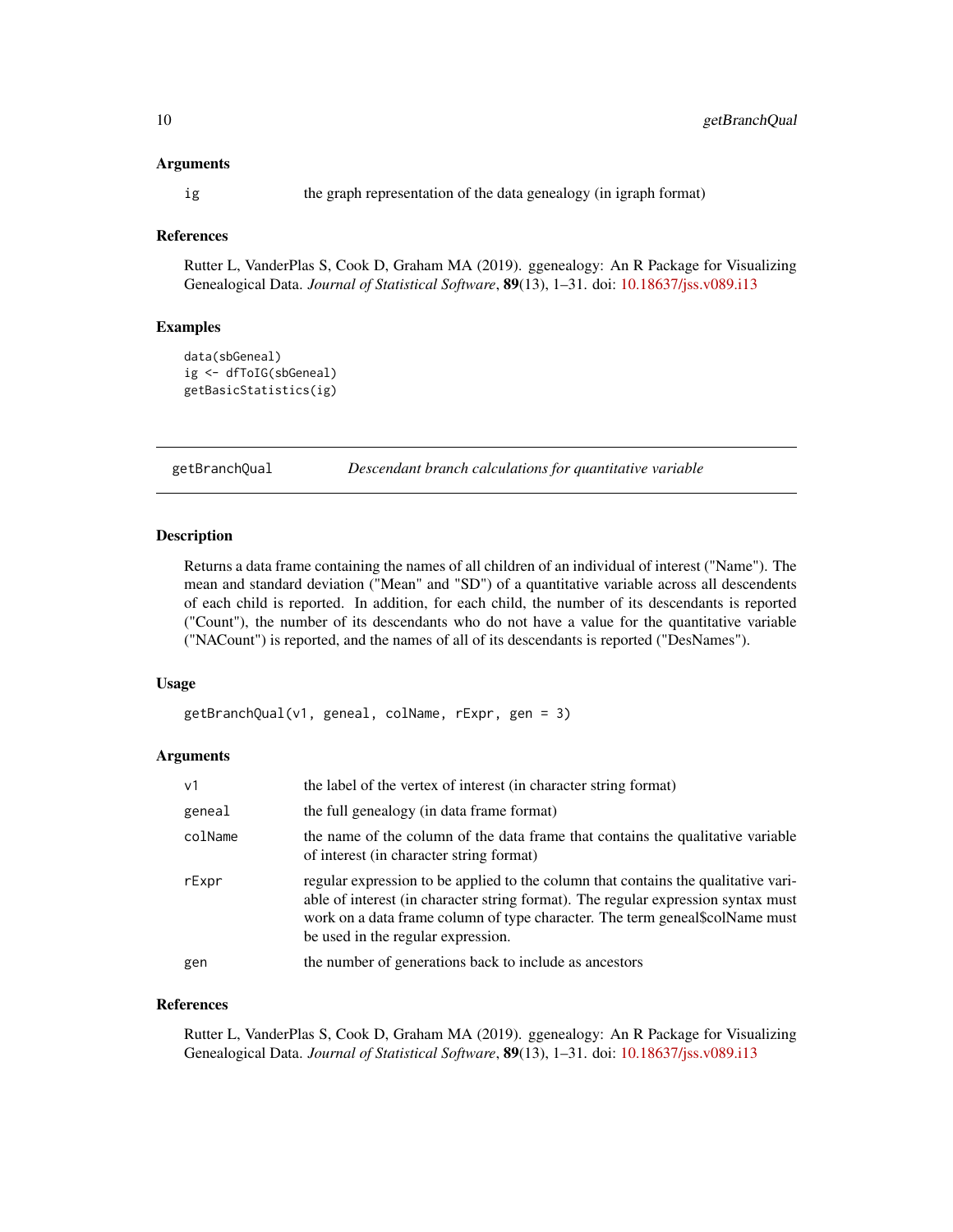#### Arguments

| | |
|---|---|
| ig | the graph representation of the data genealogy (in igraph format) |

#### References

Rutter L, VanderPlas S, Cook D, Graham MA (2019). ggenealogy: An R Package for Visualizing Genealogical Data. *Journal of Statistical Software*, **89**(13), 1–31. doi: 10.18637/jss.v089.i13

#### Examples

```
data(sbGeneal)
ig <- dfToIG(sbGeneal)
getBasicStatistics(ig)
```

---

## getBranchQual — *Descendant branch calculations for quantitative variable*

---

#### Description

Returns a data frame containing the names of all children of an individual of interest ("Name"). The mean and standard deviation ("Mean" and "SD") of a quantitative variable across all descendents of each child is reported. In addition, for each child, the number of its descendants is reported ("Count"), the number of its descendants who do not have a value for the quantitative variable ("NACount") is reported, and the names of all of its descendants is reported ("DesNames").

#### Usage

```
getBranchQual(v1, geneal, colName, rExpr, gen = 3)
```

#### Arguments

| | |
|---|---|
| v1 | the label of the vertex of interest (in character string format) |
| geneal | the full genealogy (in data frame format) |
| colName | the name of the column of the data frame that contains the qualitative variable of interest (in character string format) |
| rExpr | regular expression to be applied to the column that contains the qualitative variable of interest (in character string format). The regular expression syntax must work on a data frame column of type character. The term geneal$colName must be used in the regular expression. |
| gen | the number of generations back to include as ancestors |

#### References

Rutter L, VanderPlas S, Cook D, Graham MA (2019). ggenealogy: An R Package for Visualizing Genealogical Data. *Journal of Statistical Software*, **89**(13), 1–31. doi: 10.18637/jss.v089.i13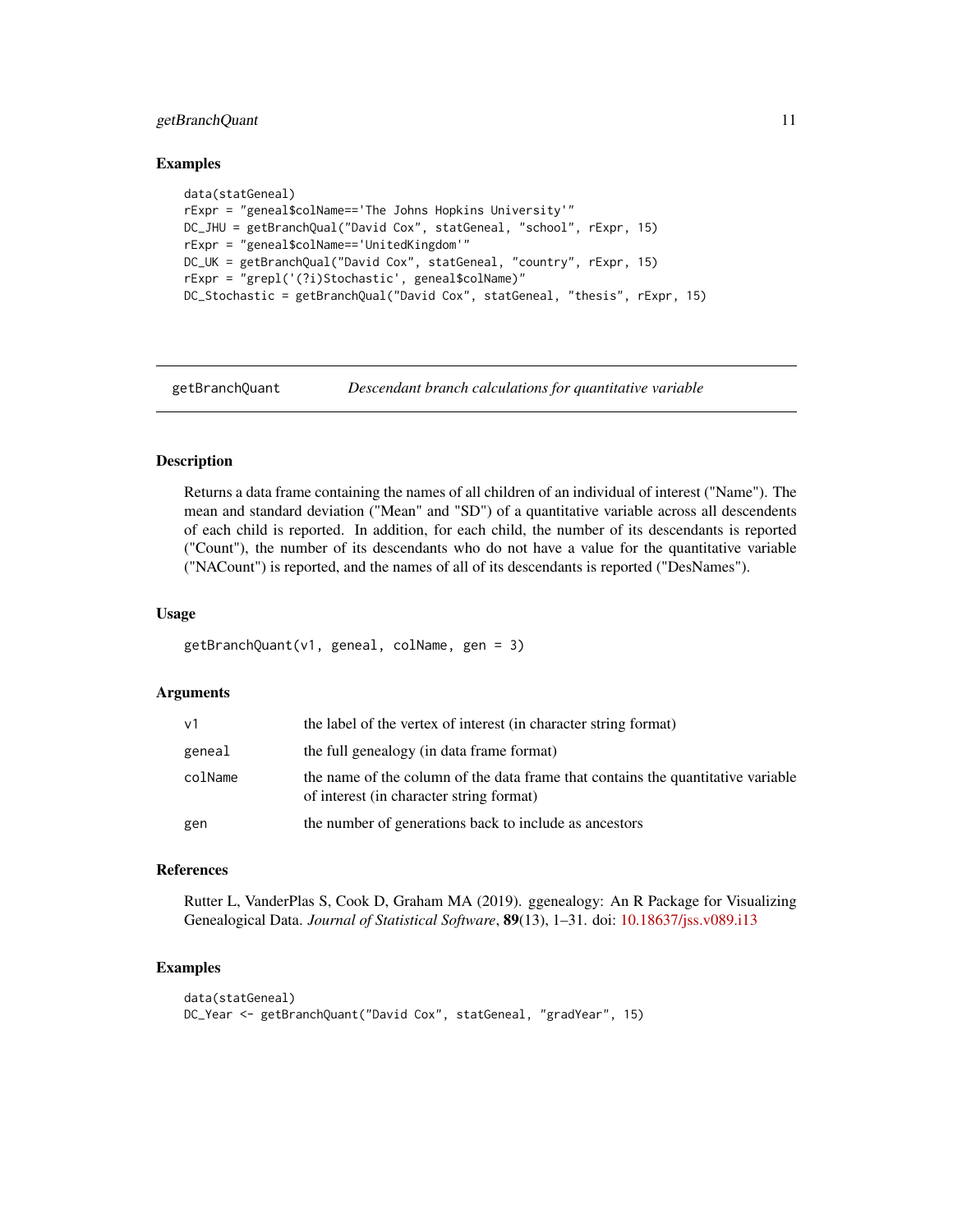## Examples

```
data(statGeneal)
rExpr = "geneal$colName=='The Johns Hopkins University'"
DC_JHU = getBranchQual("David Cox", statGeneal, "school", rExpr, 15)
rExpr = "geneal$colName=='UnitedKingdom'"
DC_UK = getBranchQual("David Cox", statGeneal, "country", rExpr, 15)
rExpr = "grepl('(?i)Stochastic', geneal$colName)"
DC_Stochastic = getBranchQual("David Cox", statGeneal, "thesis", rExpr, 15)
```

---

# getBranchQuant *Descendant branch calculations for quantitative variable*

---

## Description

Returns a data frame containing the names of all children of an individual of interest ("Name"). The mean and standard deviation ("Mean" and "SD") of a quantitative variable across all descendents of each child is reported. In addition, for each child, the number of its descendants is reported ("Count"), the number of its descendants who do not have a value for the quantitative variable ("NACount") is reported, and the names of all of its descendants is reported ("DesNames").

## Usage

```
getBranchQuant(v1, geneal, colName, gen = 3)
```

## Arguments

| | |
|---|---|
| v1 | the label of the vertex of interest (in character string format) |
| geneal | the full genealogy (in data frame format) |
| colName | the name of the column of the data frame that contains the quantitative variable of interest (in character string format) |
| gen | the number of generations back to include as ancestors |

## References

Rutter L, VanderPlas S, Cook D, Graham MA (2019). ggenealogy: An R Package for Visualizing Genealogical Data. *Journal of Statistical Software*, **89**(13), 1–31. doi: 10.18637/jss.v089.i13

## Examples

```
data(statGeneal)
DC_Year <- getBranchQuant("David Cox", statGeneal, "gradYear", 15)
```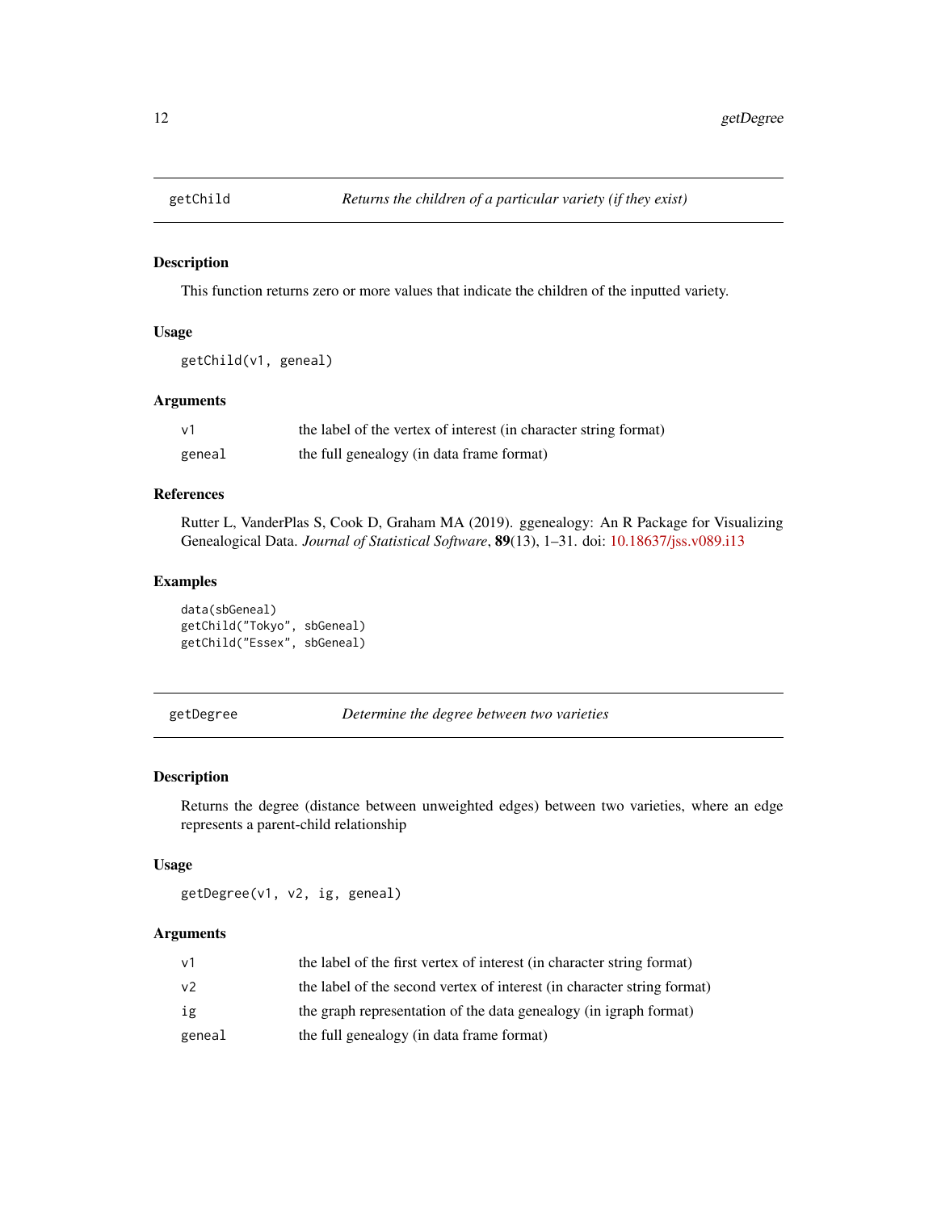## getChild *Returns the children of a particular variety (if they exist)*

### Description

This function returns zero or more values that indicate the children of the inputted variety.

### Usage

```
getChild(v1, geneal)
```

### Arguments

| | |
|---|---|
| v1 | the label of the vertex of interest (in character string format) |
| geneal | the full genealogy (in data frame format) |

### References

Rutter L, VanderPlas S, Cook D, Graham MA (2019). ggenealogy: An R Package for Visualizing Genealogical Data. *Journal of Statistical Software*, **89**(13), 1–31. doi: 10.18637/jss.v089.i13

### Examples

```
data(sbGeneal)
getChild("Tokyo", sbGeneal)
getChild("Essex", sbGeneal)
```

## getDegree *Determine the degree between two varieties*

### Description

Returns the degree (distance between unweighted edges) between two varieties, where an edge represents a parent-child relationship

### Usage

```
getDegree(v1, v2, ig, geneal)
```

### Arguments

| | |
|---|---|
| v1 | the label of the first vertex of interest (in character string format) |
| v2 | the label of the second vertex of interest (in character string format) |
| ig | the graph representation of the data genealogy (in igraph format) |
| geneal | the full genealogy (in data frame format) |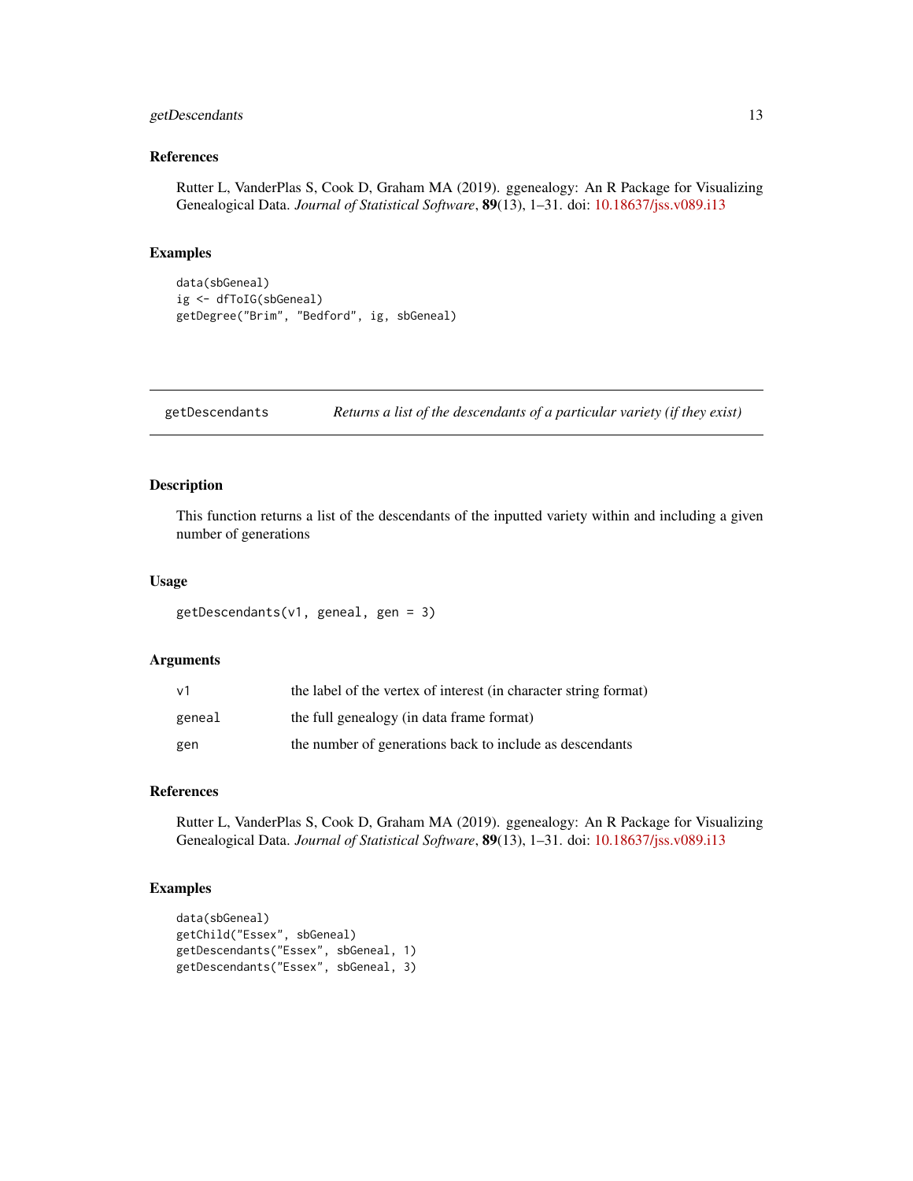### References

Rutter L, VanderPlas S, Cook D, Graham MA (2019). ggenealogy: An R Package for Visualizing Genealogical Data. *Journal of Statistical Software*, **89**(13), 1–31. doi: 10.18637/jss.v089.i13

### Examples

```
data(sbGeneal)
ig <- dfToIG(sbGeneal)
getDegree("Brim", "Bedford", ig, sbGeneal)
```

---

## getDescendants — *Returns a list of the descendants of a particular variety (if they exist)*

---

### Description

This function returns a list of the descendants of the inputted variety within and including a given number of generations

### Usage

```
getDescendants(v1, geneal, gen = 3)
```

### Arguments

| | |
|---|---|
| `v1` | the label of the vertex of interest (in character string format) |
| `geneal` | the full genealogy (in data frame format) |
| `gen` | the number of generations back to include as descendants |

### References

Rutter L, VanderPlas S, Cook D, Graham MA (2019). ggenealogy: An R Package for Visualizing Genealogical Data. *Journal of Statistical Software*, **89**(13), 1–31. doi: 10.18637/jss.v089.i13

### Examples

```
data(sbGeneal)
getChild("Essex", sbGeneal)
getDescendants("Essex", sbGeneal, 1)
getDescendants("Essex", sbGeneal, 3)
```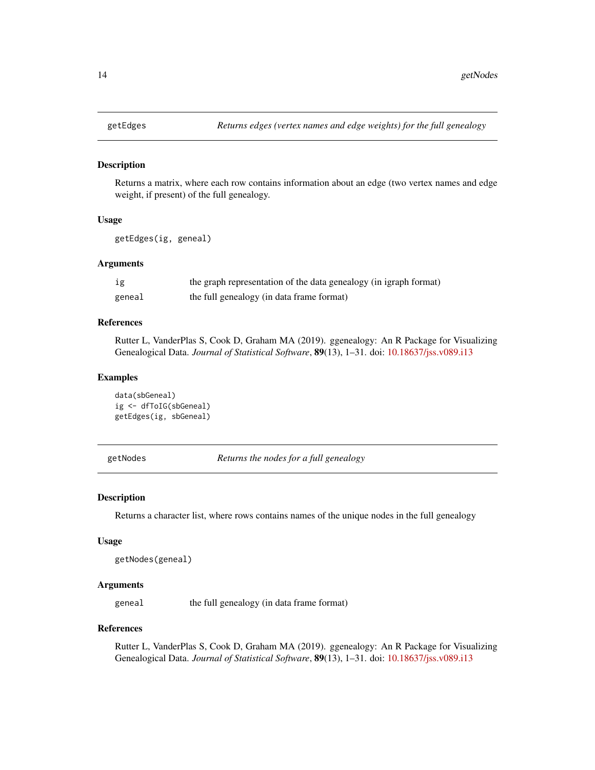## getEdges *Returns edges (vertex names and edge weights) for the full genealogy*

### Description

Returns a matrix, where each row contains information about an edge (two vertex names and edge weight, if present) of the full genealogy.

### Usage

```
getEdges(ig, geneal)
```

### Arguments

| | |
|---|---|
| ig | the graph representation of the data genealogy (in igraph format) |
| geneal | the full genealogy (in data frame format) |

### References

Rutter L, VanderPlas S, Cook D, Graham MA (2019). ggenealogy: An R Package for Visualizing Genealogical Data. *Journal of Statistical Software*, **89**(13), 1–31. doi: 10.18637/jss.v089.i13

### Examples

```
data(sbGeneal)
ig <- dfToIG(sbGeneal)
getEdges(ig, sbGeneal)
```

## getNodes *Returns the nodes for a full genealogy*

### Description

Returns a character list, where rows contains names of the unique nodes in the full genealogy

### Usage

```
getNodes(geneal)
```

### Arguments

| | |
|---|---|
| geneal | the full genealogy (in data frame format) |

### References

Rutter L, VanderPlas S, Cook D, Graham MA (2019). ggenealogy: An R Package for Visualizing Genealogical Data. *Journal of Statistical Software*, **89**(13), 1–31. doi: 10.18637/jss.v089.i13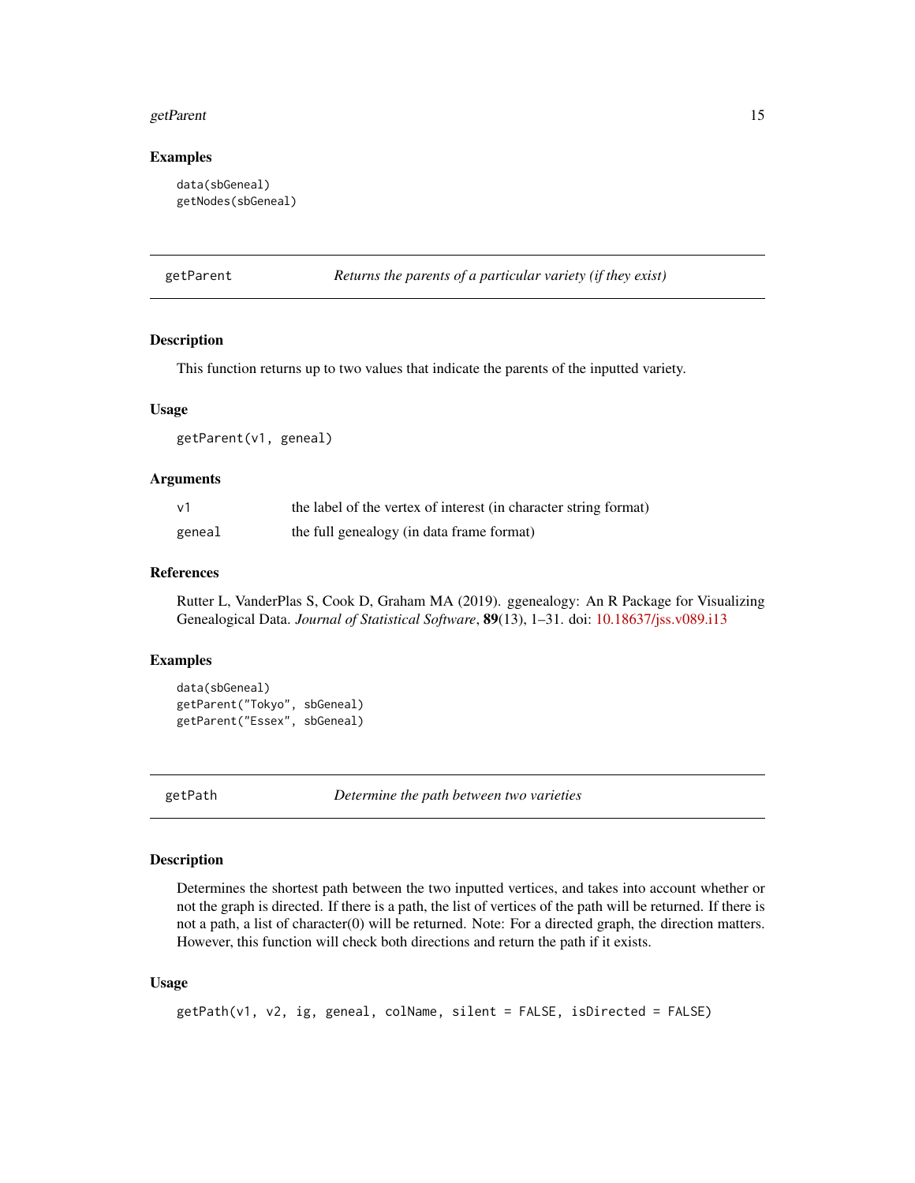### Examples

```
data(sbGeneal)
getNodes(sbGeneal)
```

## getParent — *Returns the parents of a particular variety (if they exist)*

### Description

This function returns up to two values that indicate the parents of the inputted variety.

### Usage

```
getParent(v1, geneal)
```

### Arguments

| | |
|---|---|
| v1 | the label of the vertex of interest (in character string format) |
| geneal | the full genealogy (in data frame format) |

### References

Rutter L, VanderPlas S, Cook D, Graham MA (2019). ggenealogy: An R Package for Visualizing Genealogical Data. *Journal of Statistical Software*, **89**(13), 1–31. doi: 10.18637/jss.v089.i13

### Examples

```
data(sbGeneal)
getParent("Tokyo", sbGeneal)
getParent("Essex", sbGeneal)
```

## getPath — *Determine the path between two varieties*

### Description

Determines the shortest path between the two inputted vertices, and takes into account whether or not the graph is directed. If there is a path, the list of vertices of the path will be returned. If there is not a path, a list of character(0) will be returned. Note: For a directed graph, the direction matters. However, this function will check both directions and return the path if it exists.

### Usage

```
getPath(v1, v2, ig, geneal, colName, silent = FALSE, isDirected = FALSE)
```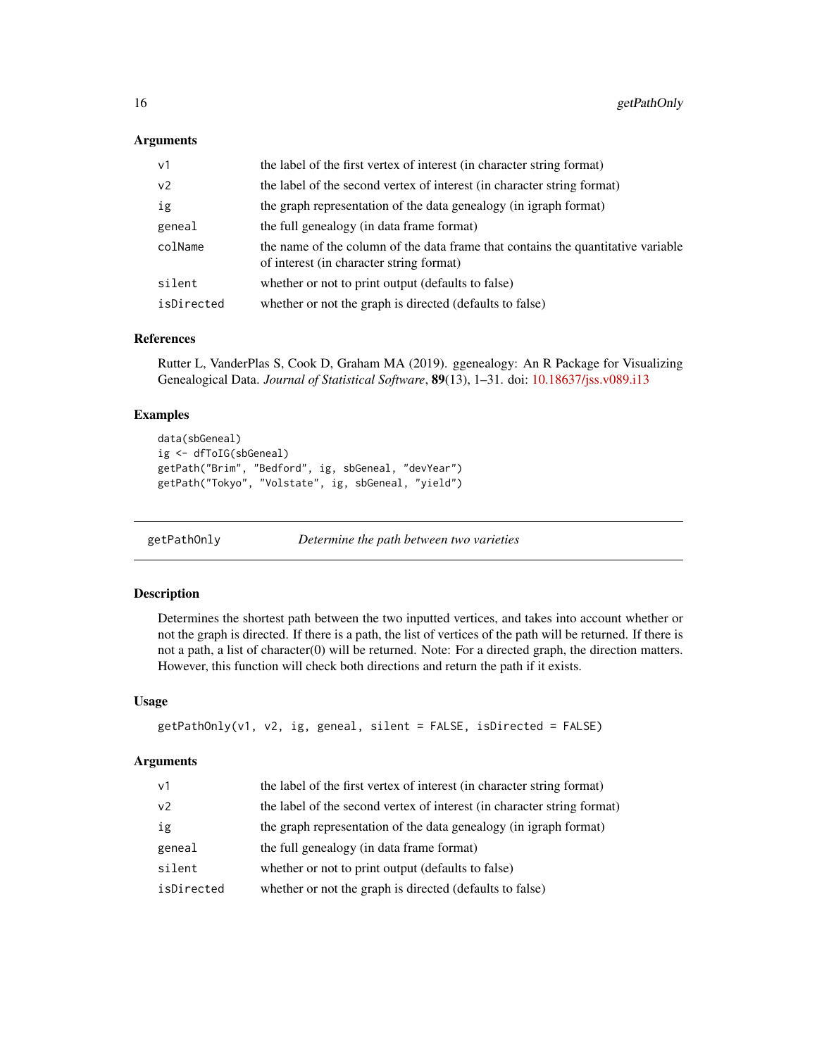### Arguments

| | |
|---|---|
| v1 | the label of the first vertex of interest (in character string format) |
| v2 | the label of the second vertex of interest (in character string format) |
| ig | the graph representation of the data genealogy (in igraph format) |
| geneal | the full genealogy (in data frame format) |
| colName | the name of the column of the data frame that contains the quantitative variable of interest (in character string format) |
| silent | whether or not to print output (defaults to false) |
| isDirected | whether or not the graph is directed (defaults to false) |

### References

Rutter L, VanderPlas S, Cook D, Graham MA (2019). ggenealogy: An R Package for Visualizing Genealogical Data. *Journal of Statistical Software*, **89**(13), 1–31. doi: 10.18637/jss.v089.i13

### Examples

```
data(sbGeneal)
ig <- dfToIG(sbGeneal)
getPath("Brim", "Bedford", ig, sbGeneal, "devYear")
getPath("Tokyo", "Volstate", ig, sbGeneal, "yield")
```

---

## getPathOnly *Determine the path between two varieties*

---

### Description

Determines the shortest path between the two inputted vertices, and takes into account whether or not the graph is directed. If there is a path, the list of vertices of the path will be returned. If there is not a path, a list of character(0) will be returned. Note: For a directed graph, the direction matters. However, this function will check both directions and return the path if it exists.

### Usage

```
getPathOnly(v1, v2, ig, geneal, silent = FALSE, isDirected = FALSE)
```

### Arguments

| | |
|---|---|
| v1 | the label of the first vertex of interest (in character string format) |
| v2 | the label of the second vertex of interest (in character string format) |
| ig | the graph representation of the data genealogy (in igraph format) |
| geneal | the full genealogy (in data frame format) |
| silent | whether or not to print output (defaults to false) |
| isDirected | whether or not the graph is directed (defaults to false) |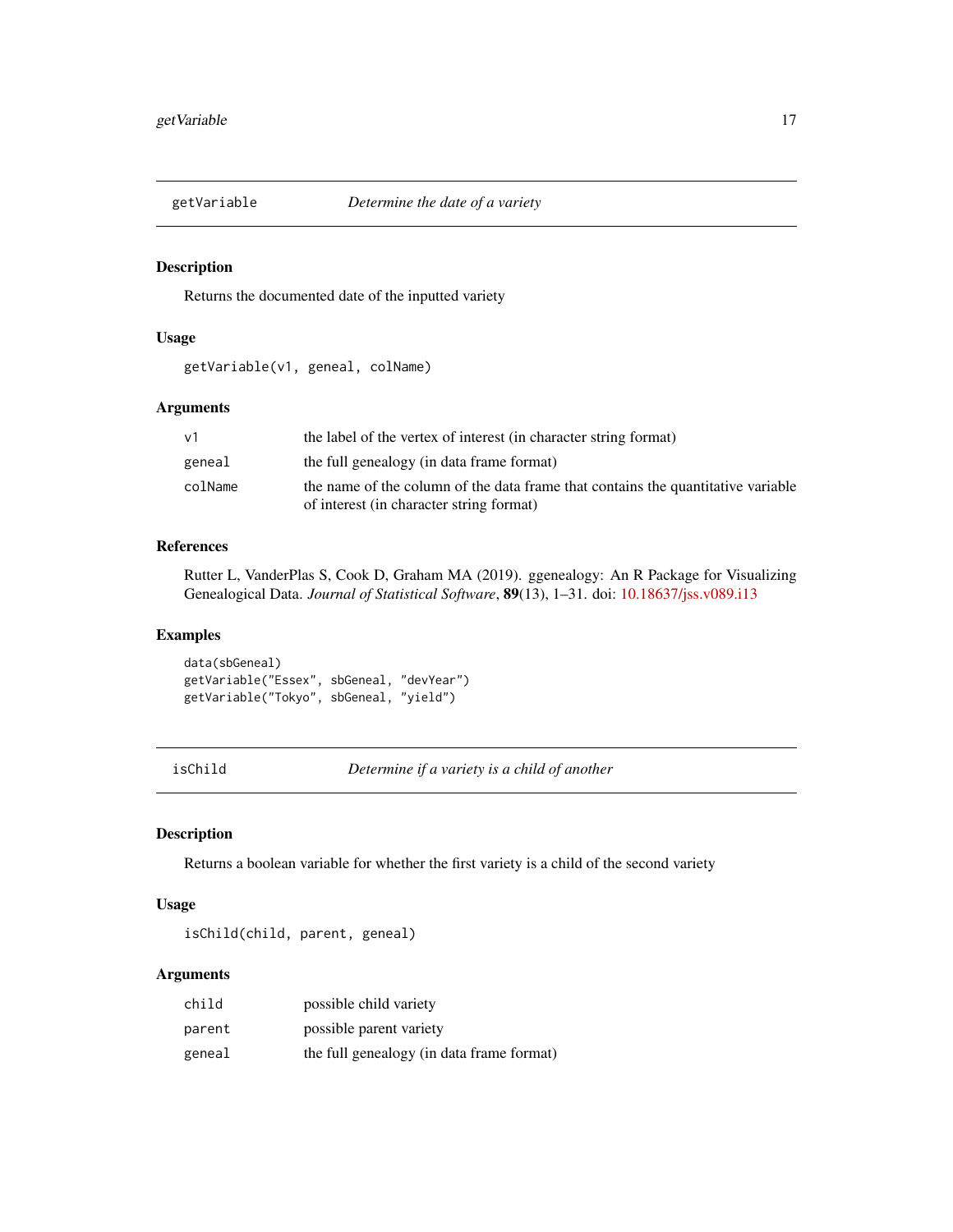## getVariable — *Determine the date of a variety*

### Description

Returns the documented date of the inputted variety

### Usage

```
getVariable(v1, geneal, colName)
```

### Arguments

| | |
|---|---|
| v1 | the label of the vertex of interest (in character string format) |
| geneal | the full genealogy (in data frame format) |
| colName | the name of the column of the data frame that contains the quantitative variable of interest (in character string format) |

### References

Rutter L, VanderPlas S, Cook D, Graham MA (2019). ggenealogy: An R Package for Visualizing Genealogical Data. *Journal of Statistical Software*, **89**(13), 1–31. doi: 10.18637/jss.v089.i13

### Examples

```
data(sbGeneal)
getVariable("Essex", sbGeneal, "devYear")
getVariable("Tokyo", sbGeneal, "yield")
```

## isChild — *Determine if a variety is a child of another*

### Description

Returns a boolean variable for whether the first variety is a child of the second variety

### Usage

```
isChild(child, parent, geneal)
```

### Arguments

| | |
|---|---|
| child | possible child variety |
| parent | possible parent variety |
| geneal | the full genealogy (in data frame format) |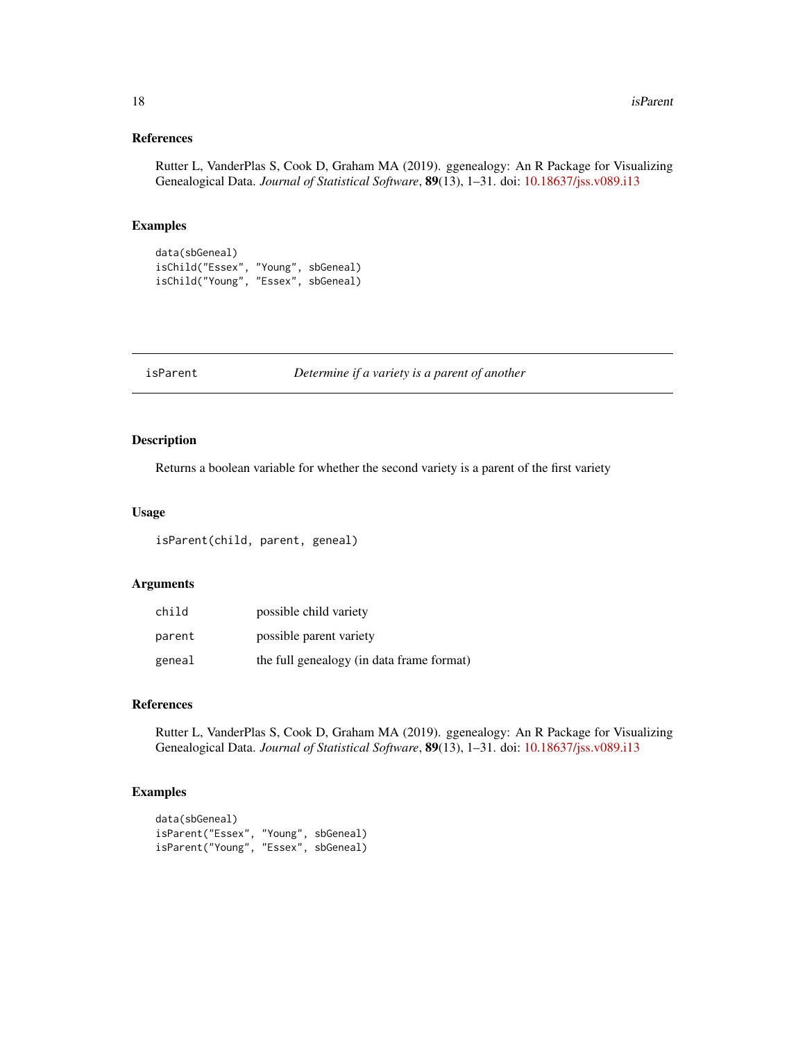### References

Rutter L, VanderPlas S, Cook D, Graham MA (2019). ggenealogy: An R Package for Visualizing Genealogical Data. *Journal of Statistical Software*, **89**(13), 1–31. doi: 10.18637/jss.v089.i13

### Examples

```
data(sbGeneal)
isChild("Essex", "Young", sbGeneal)
isChild("Young", "Essex", sbGeneal)
```

---

## isParent — *Determine if a variety is a parent of another*

### Description

Returns a boolean variable for whether the second variety is a parent of the first variety

### Usage

```
isParent(child, parent, geneal)
```

### Arguments

| | |
|---|---|
| `child` | possible child variety |
| `parent` | possible parent variety |
| `geneal` | the full genealogy (in data frame format) |

### References

Rutter L, VanderPlas S, Cook D, Graham MA (2019). ggenealogy: An R Package for Visualizing Genealogical Data. *Journal of Statistical Software*, **89**(13), 1–31. doi: 10.18637/jss.v089.i13

### Examples

```
data(sbGeneal)
isParent("Essex", "Young", sbGeneal)
isParent("Young", "Essex", sbGeneal)
```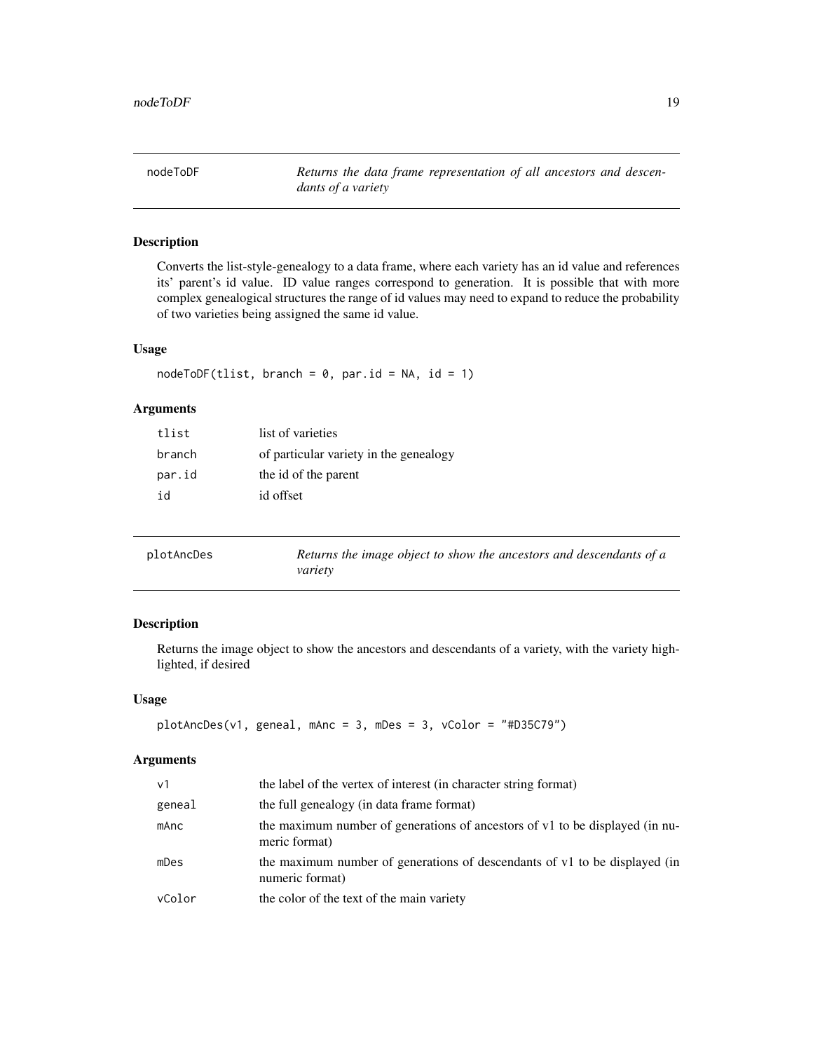## nodeToDF

*Returns the data frame representation of all ancestors and descendants of a variety*

### Description

Converts the list-style-genealogy to a data frame, where each variety has an id value and references its' parent's id value. ID value ranges correspond to generation. It is possible that with more complex genealogical structures the range of id values may need to expand to reduce the probability of two varieties being assigned the same id value.

### Usage

```
nodeToDF(tlist, branch = 0, par.id = NA, id = 1)
```

### Arguments

| | |
|---|---|
| tlist | list of varieties |
| branch | of particular variety in the genealogy |
| par.id | the id of the parent |
| id | id offset |

## plotAncDes

*Returns the image object to show the ancestors and descendants of a variety*

### Description

Returns the image object to show the ancestors and descendants of a variety, with the variety highlighted, if desired

### Usage

```
plotAncDes(v1, geneal, mAnc = 3, mDes = 3, vColor = "#D35C79")
```

### Arguments

| | |
|---|---|
| v1 | the label of the vertex of interest (in character string format) |
| geneal | the full genealogy (in data frame format) |
| mAnc | the maximum number of generations of ancestors of v1 to be displayed (in numeric format) |
| mDes | the maximum number of generations of descendants of v1 to be displayed (in numeric format) |
| vColor | the color of the text of the main variety |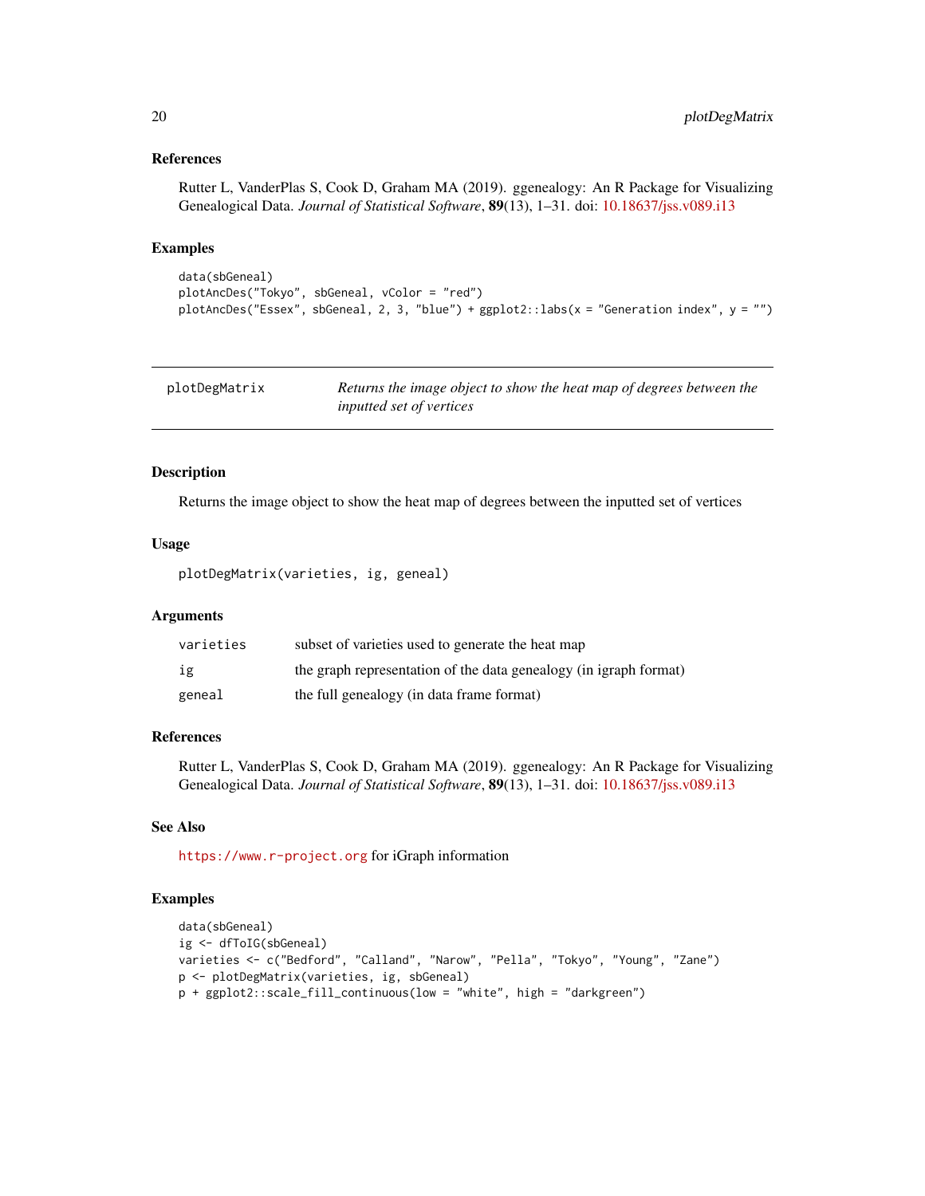### References

Rutter L, VanderPlas S, Cook D, Graham MA (2019). ggenealogy: An R Package for Visualizing Genealogical Data. *Journal of Statistical Software*, **89**(13), 1–31. doi: 10.18637/jss.v089.i13

### Examples

```
data(sbGeneal)
plotAncDes("Tokyo", sbGeneal, vColor = "red")
plotAncDes("Essex", sbGeneal, 2, 3, "blue") + ggplot2::labs(x = "Generation index", y = "")
```

---

## plotDegMatrix — *Returns the image object to show the heat map of degrees between the inputted set of vertices*

### Description

Returns the image object to show the heat map of degrees between the inputted set of vertices

### Usage

```
plotDegMatrix(varieties, ig, geneal)
```

### Arguments

| | |
|---|---|
| varieties | subset of varieties used to generate the heat map |
| ig | the graph representation of the data genealogy (in igraph format) |
| geneal | the full genealogy (in data frame format) |

### References

Rutter L, VanderPlas S, Cook D, Graham MA (2019). ggenealogy: An R Package for Visualizing Genealogical Data. *Journal of Statistical Software*, **89**(13), 1–31. doi: 10.18637/jss.v089.i13

### See Also

`https://www.r-project.org` for iGraph information

### Examples

```
data(sbGeneal)
ig <- dfToIG(sbGeneal)
varieties <- c("Bedford", "Calland", "Narow", "Pella", "Tokyo", "Young", "Zane")
p <- plotDegMatrix(varieties, ig, sbGeneal)
p + ggplot2::scale_fill_continuous(low = "white", high = "darkgreen")
```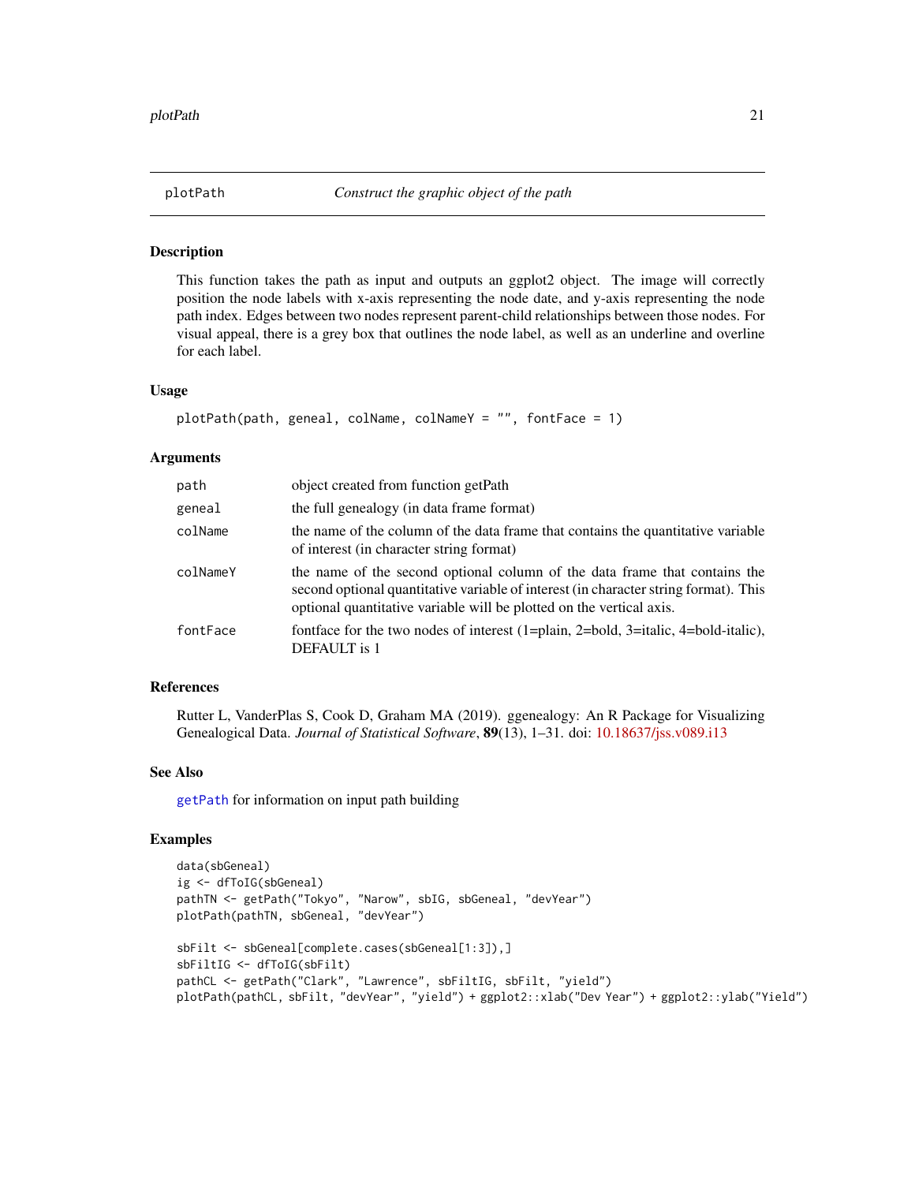## plotPath — *Construct the graphic object of the path*

### Description

This function takes the path as input and outputs an ggplot2 object. The image will correctly position the node labels with x-axis representing the node date, and y-axis representing the node path index. Edges between two nodes represent parent-child relationships between those nodes. For visual appeal, there is a grey box that outlines the node label, as well as an underline and overline for each label.

### Usage

```
plotPath(path, geneal, colName, colNameY = "", fontFace = 1)
```

### Arguments

| | |
|---|---|
| `path` | object created from function getPath |
| `geneal` | the full genealogy (in data frame format) |
| `colName` | the name of the column of the data frame that contains the quantitative variable of interest (in character string format) |
| `colNameY` | the name of the second optional column of the data frame that contains the second optional quantitative variable of interest (in character string format). This optional quantitative variable will be plotted on the vertical axis. |
| `fontFace` | fontface for the two nodes of interest (1=plain, 2=bold, 3=italic, 4=bold-italic), DEFAULT is 1 |

### References

Rutter L, VanderPlas S, Cook D, Graham MA (2019). ggenealogy: An R Package for Visualizing Genealogical Data. *Journal of Statistical Software*, **89**(13), 1–31. doi: 10.18637/jss.v089.i13

### See Also

`getPath` for information on input path building

### Examples

```
data(sbGeneal)
ig <- dfToIG(sbGeneal)
pathTN <- getPath("Tokyo", "Narow", sbIG, sbGeneal, "devYear")
plotPath(pathTN, sbGeneal, "devYear")

sbFilt <- sbGeneal[complete.cases(sbGeneal[1:3]),]
sbFiltIG <- dfToIG(sbFilt)
pathCL <- getPath("Clark", "Lawrence", sbFiltIG, sbFilt, "yield")
plotPath(pathCL, sbFilt, "devYear", "yield") + ggplot2::xlab("Dev Year") + ggplot2::ylab("Yield")
```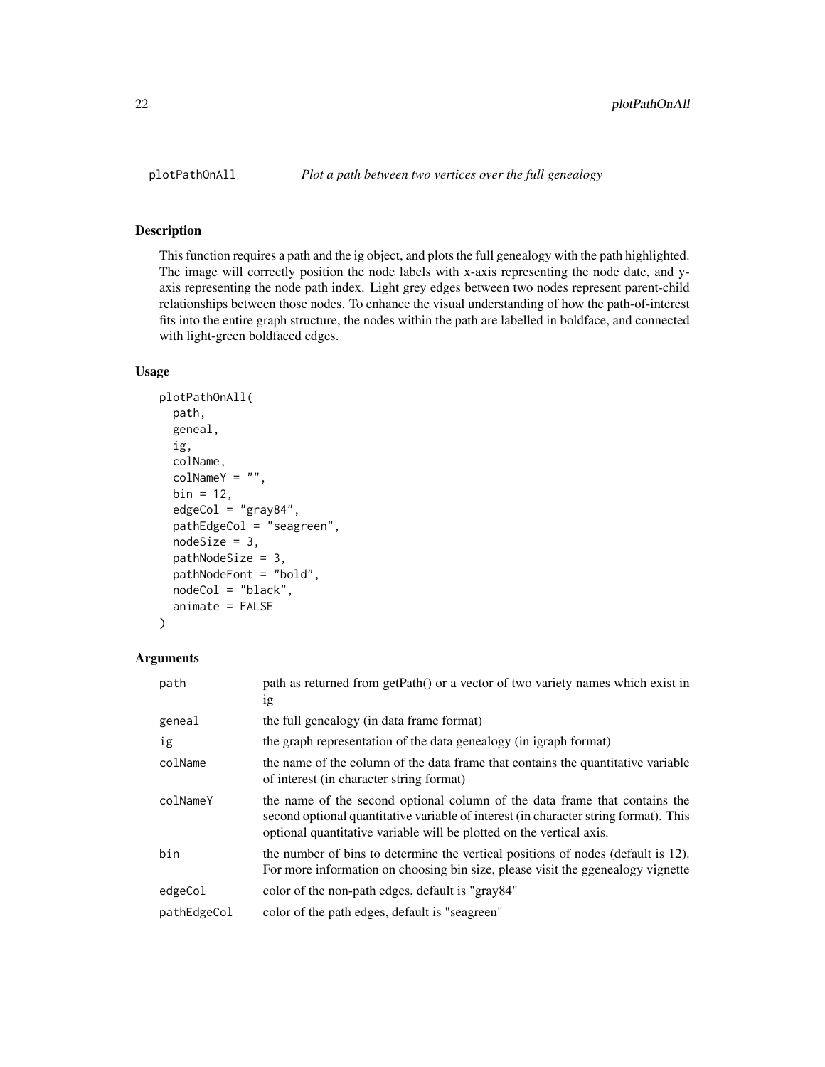# plotPathOnAll — *Plot a path between two vertices over the full genealogy*

## Description

This function requires a path and the ig object, and plots the full genealogy with the path highlighted. The image will correctly position the node labels with x-axis representing the node date, and y-axis representing the node path index. Light grey edges between two nodes represent parent-child relationships between those nodes. To enhance the visual understanding of how the path-of-interest fits into the entire graph structure, the nodes within the path are labelled in boldface, and connected with light-green boldfaced edges.

## Usage

```
plotPathOnAll(
  path,
  geneal,
  ig,
  colName,
  colNameY = "",
  bin = 12,
  edgeCol = "gray84",
  pathEdgeCol = "seagreen",
  nodeSize = 3,
  pathNodeSize = 3,
  pathNodeFont = "bold",
  nodeCol = "black",
  animate = FALSE
)
```

## Arguments

| Argument | Description |
|---|---|
| `path` | path as returned from getPath() or a vector of two variety names which exist in ig |
| `geneal` | the full genealogy (in data frame format) |
| `ig` | the graph representation of the data genealogy (in igraph format) |
| `colName` | the name of the column of the data frame that contains the quantitative variable of interest (in character string format) |
| `colNameY` | the name of the second optional column of the data frame that contains the second optional quantitative variable of interest (in character string format). This optional quantitative variable will be plotted on the vertical axis. |
| `bin` | the number of bins to determine the vertical positions of nodes (default is 12). For more information on choosing bin size, please visit the ggenealogy vignette |
| `edgeCol` | color of the non-path edges, default is "gray84" |
| `pathEdgeCol` | color of the path edges, default is "seagreen" |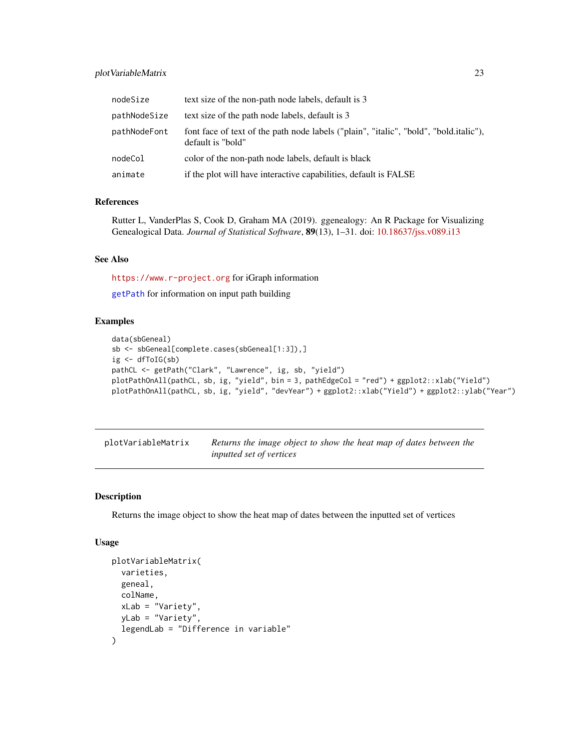| | |
|---|---|
| nodeSize | text size of the non-path node labels, default is 3 |
| pathNodeSize | text size of the path node labels, default is 3 |
| pathNodeFont | font face of text of the path node labels ("plain", "italic", "bold", "bold.italic"), default is "bold" |
| nodeCol | color of the non-path node labels, default is black |
| animate | if the plot will have interactive capabilities, default is FALSE |

### References

Rutter L, VanderPlas S, Cook D, Graham MA (2019). ggenealogy: An R Package for Visualizing Genealogical Data. *Journal of Statistical Software*, **89**(13), 1–31. doi: 10.18637/jss.v089.i13

### See Also

https://www.r-project.org for iGraph information

getPath for information on input path building

### Examples

```
data(sbGeneal)
sb <- sbGeneal[complete.cases(sbGeneal[1:3]),]
ig <- dfToIG(sb)
pathCL <- getPath("Clark", "Lawrence", ig, sb, "yield")
plotPathOnAll(pathCL, sb, ig, "yield", bin = 3, pathEdgeCol = "red") + ggplot2::xlab("Yield")
plotPathOnAll(pathCL, sb, ig, "yield", "devYear") + ggplot2::xlab("Yield") + ggplot2::ylab("Year")
```

---

## plotVariableMatrix    *Returns the image object to show the heat map of dates between the inputted set of vertices*

---

### Description

Returns the image object to show the heat map of dates between the inputted set of vertices

### Usage

```
plotVariableMatrix(
  varieties,
  geneal,
  colName,
  xLab = "Variety",
  yLab = "Variety",
  legendLab = "Difference in variable"
)
```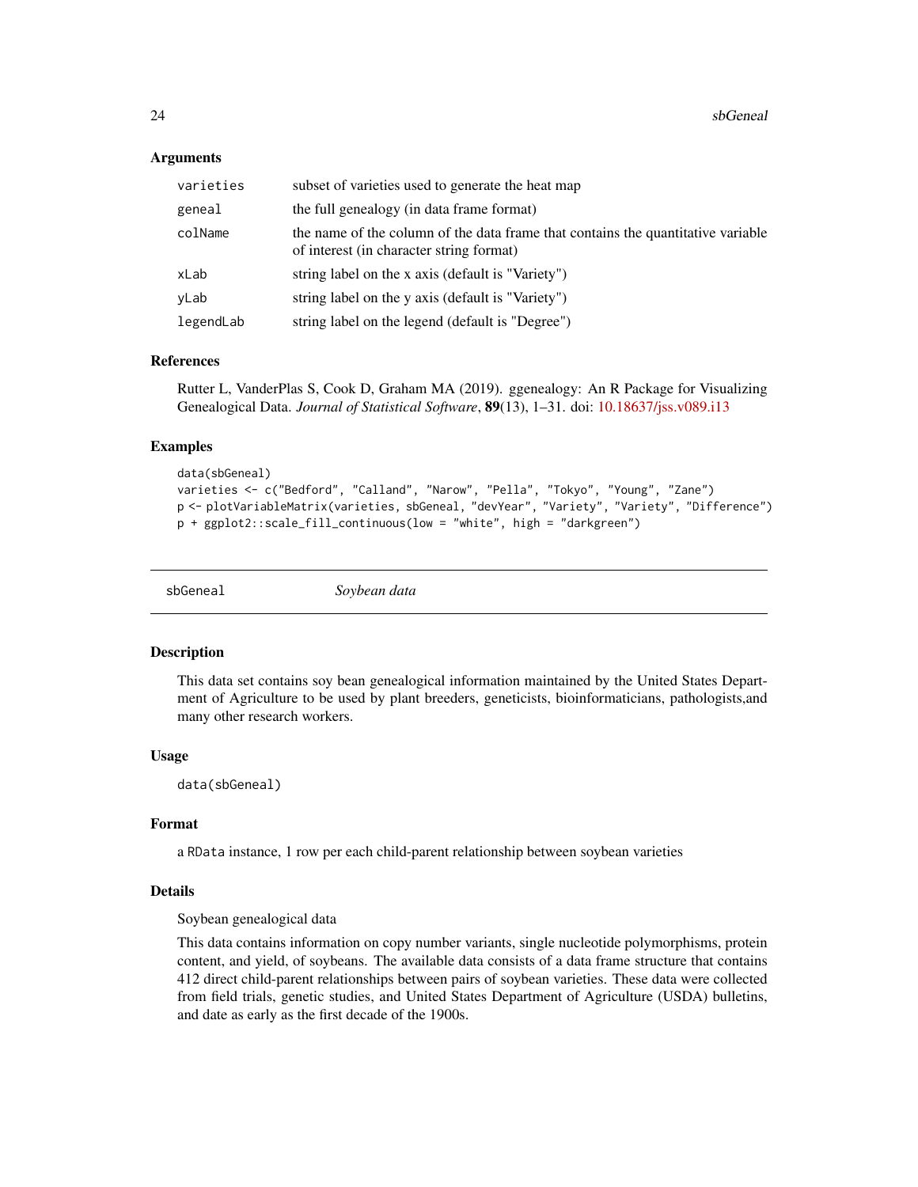### Arguments

| | |
|---|---|
| varieties | subset of varieties used to generate the heat map |
| geneal | the full genealogy (in data frame format) |
| colName | the name of the column of the data frame that contains the quantitative variable of interest (in character string format) |
| xLab | string label on the x axis (default is "Variety") |
| yLab | string label on the y axis (default is "Variety") |
| legendLab | string label on the legend (default is "Degree") |

### References

Rutter L, VanderPlas S, Cook D, Graham MA (2019). ggenealogy: An R Package for Visualizing Genealogical Data. *Journal of Statistical Software*, **89**(13), 1–31. doi: 10.18637/jss.v089.i13

### Examples

```
data(sbGeneal)
varieties <- c("Bedford", "Calland", "Narow", "Pella", "Tokyo", "Young", "Zane")
p <- plotVariableMatrix(varieties, sbGeneal, "devYear", "Variety", "Variety", "Difference")
p + ggplot2::scale_fill_continuous(low = "white", high = "darkgreen")
```

---

## sbGeneal *Soybean data*

### Description

This data set contains soy bean genealogical information maintained by the United States Department of Agriculture to be used by plant breeders, geneticists, bioinformaticians, pathologists,and many other research workers.

### Usage

```
data(sbGeneal)
```

### Format

a RData instance, 1 row per each child-parent relationship between soybean varieties

### Details

Soybean genealogical data

This data contains information on copy number variants, single nucleotide polymorphisms, protein content, and yield, of soybeans. The available data consists of a data frame structure that contains 412 direct child-parent relationships between pairs of soybean varieties. These data were collected from field trials, genetic studies, and United States Department of Agriculture (USDA) bulletins, and date as early as the first decade of the 1900s.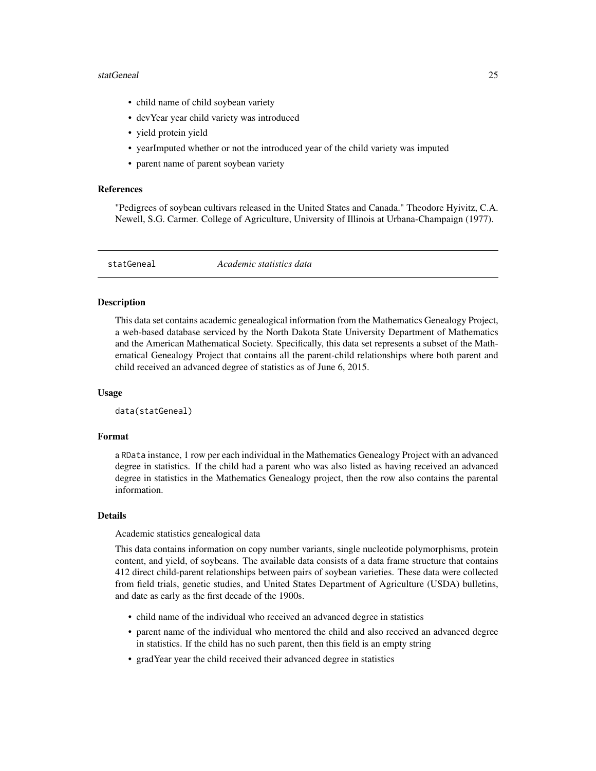- child name of child soybean variety
- devYear year child variety was introduced
- yield protein yield
- yearImputed whether or not the introduced year of the child variety was imputed
- parent name of parent soybean variety

### References

"Pedigrees of soybean cultivars released in the United States and Canada." Theodore Hyivitz, C.A. Newell, S.G. Carmer. College of Agriculture, University of Illinois at Urbana-Champaign (1977).

---

## statGeneal    *Academic statistics data*

---

### Description

This data set contains academic genealogical information from the Mathematics Genealogy Project, a web-based database serviced by the North Dakota State University Department of Mathematics and the American Mathematical Society. Specifically, this data set represents a subset of the Mathematical Genealogy Project that contains all the parent-child relationships where both parent and child received an advanced degree of statistics as of June 6, 2015.

### Usage

```
data(statGeneal)
```

### Format

a `RData` instance, 1 row per each individual in the Mathematics Genealogy Project with an advanced degree in statistics. If the child had a parent who was also listed as having received an advanced degree in statistics in the Mathematics Genealogy project, then the row also contains the parental information.

### Details

Academic statistics genealogical data

This data contains information on copy number variants, single nucleotide polymorphisms, protein content, and yield, of soybeans. The available data consists of a data frame structure that contains 412 direct child-parent relationships between pairs of soybean varieties. These data were collected from field trials, genetic studies, and United States Department of Agriculture (USDA) bulletins, and date as early as the first decade of the 1900s.

- child name of the individual who received an advanced degree in statistics
- parent name of the individual who mentored the child and also received an advanced degree in statistics. If the child has no such parent, then this field is an empty string
- gradYear year the child received their advanced degree in statistics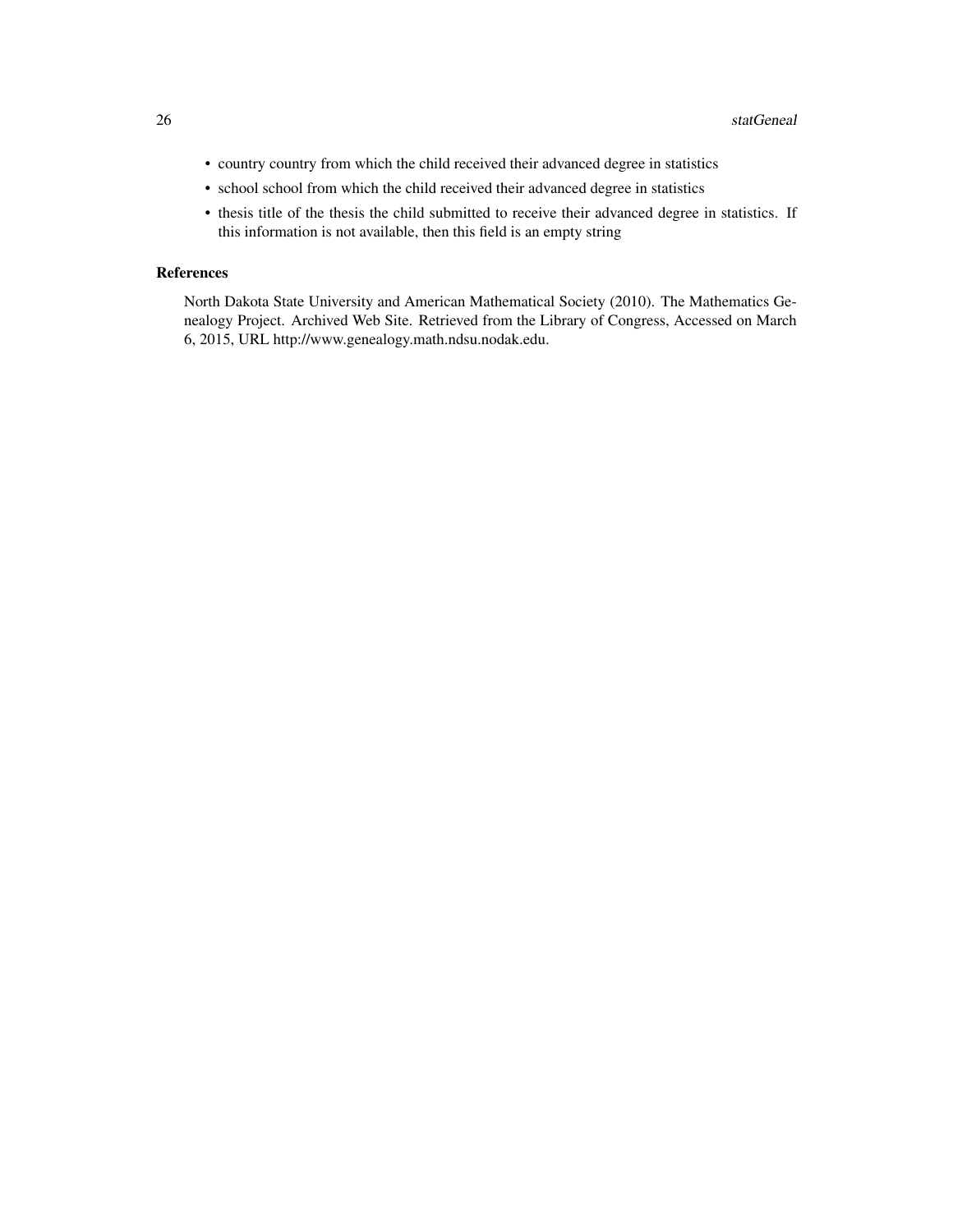- country country from which the child received their advanced degree in statistics
- school school from which the child received their advanced degree in statistics
- thesis title of the thesis the child submitted to receive their advanced degree in statistics. If this information is not available, then this field is an empty string

### References

North Dakota State University and American Mathematical Society (2010). The Mathematics Genealogy Project. Archived Web Site. Retrieved from the Library of Congress, Accessed on March 6, 2015, URL http://www.genealogy.math.ndsu.nodak.edu.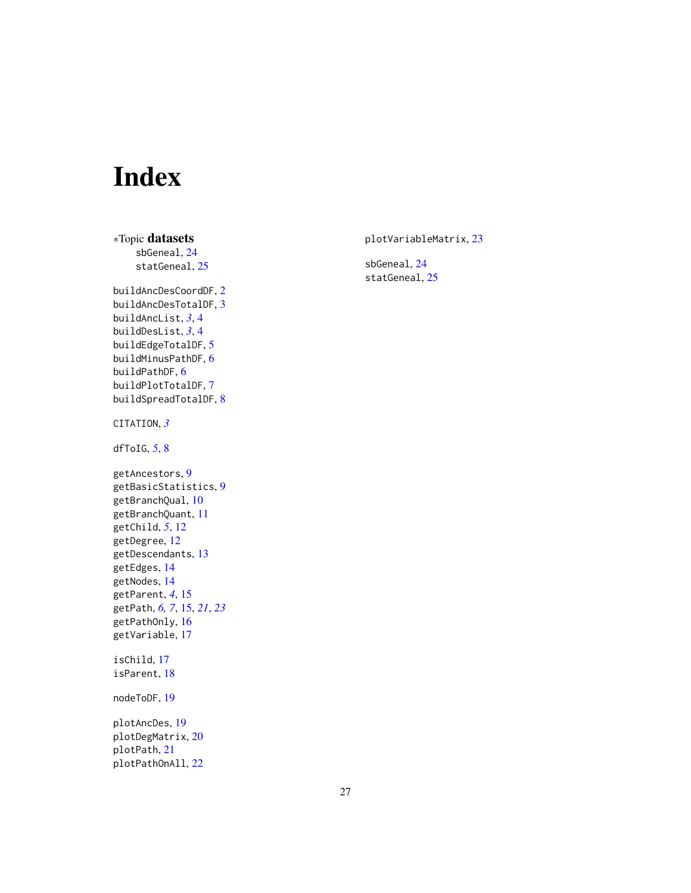# Index

∗Topic **datasets**
- sbGeneal, 24
- statGeneal, 25

buildAncDesCoordDF, 2
buildAncDesTotalDF, 3
buildAncList, *3*, 4
buildDesList, *3*, 4
buildEdgeTotalDF, 5
buildMinusPathDF, 6
buildPathDF, 6
buildPlotTotalDF, 7
buildSpreadTotalDF, 8

CITATION, *3*

dfToIG, *5*, 8

getAncestors, 9
getBasicStatistics, 9
getBranchQual, 10
getBranchQuant, 11
getChild, *5*, 12
getDegree, 12
getDescendants, 13
getEdges, 14
getNodes, 14
getParent, *4*, 15
getPath, *6, 7*, 15, *21*, *23*
getPathOnly, 16
getVariable, 17

isChild, 17
isParent, 18

nodeToDF, 19

plotAncDes, 19
plotDegMatrix, 20
plotPath, 21
plotPathOnAll, 22
plotVariableMatrix, 23

sbGeneal, 24
statGeneal, 25